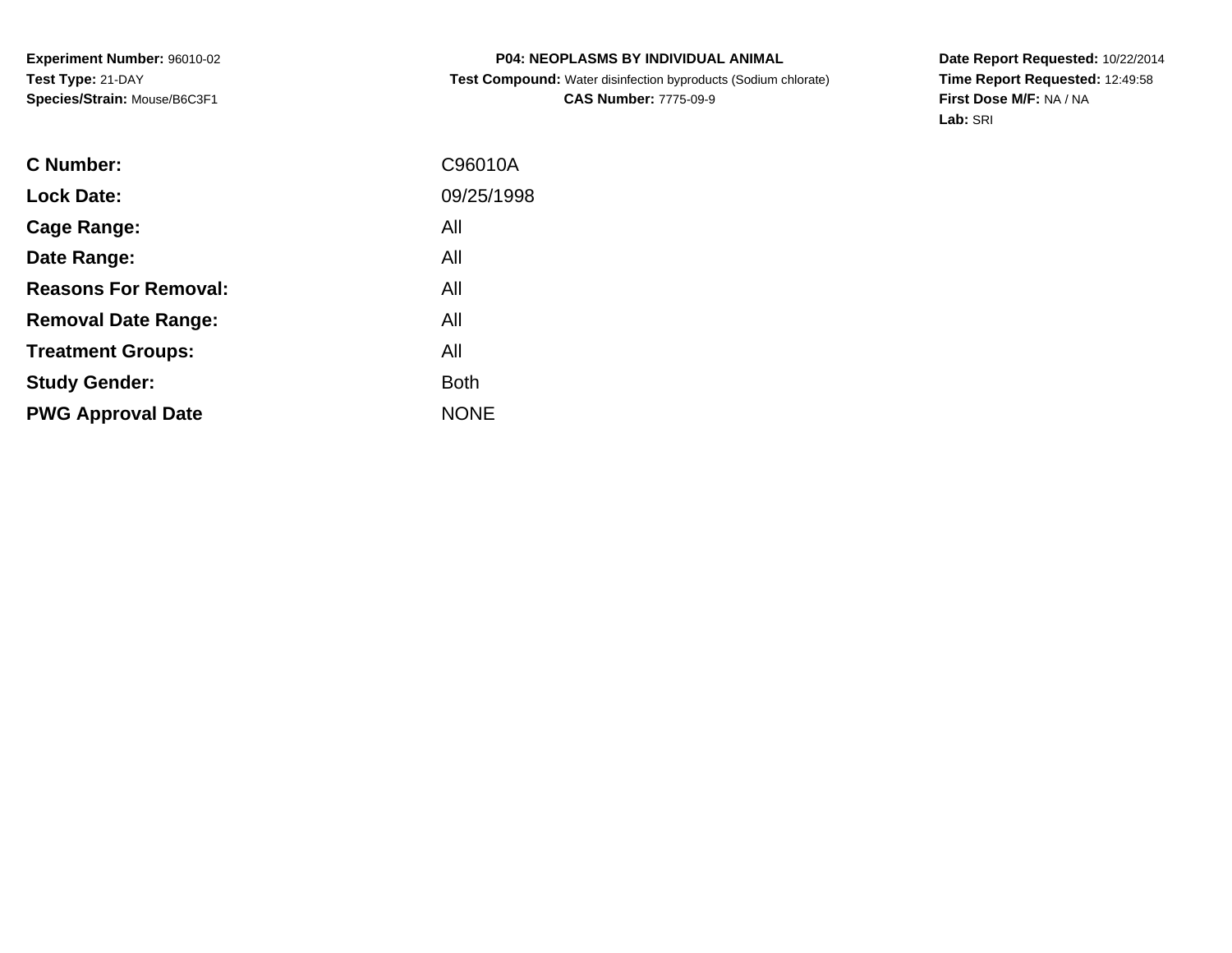**Experiment Number:** 96010-02
**Test Type:** 21-DAY
**Species/Strain:** Mouse/B6C3F1

**P04: NEOPLASMS BY INDIVIDUAL ANIMAL**
**Test Compound:** Water disinfection byproducts (Sodium chlorate)
**CAS Number:** 7775-09-9

**Date Report Requested:** 10/22/2014
**Time Report Requested:** 12:49:58
**First Dose M/F:** NA / NA
**Lab:** SRI

| | |
|---|---|
| **C Number:** | C96010A |
| **Lock Date:** | 09/25/1998 |
| **Cage Range:** | All |
| **Date Range:** | All |
| **Reasons For Removal:** | All |
| **Removal Date Range:** | All |
| **Treatment Groups:** | All |
| **Study Gender:** | Both |
| **PWG Approval Date** | NONE |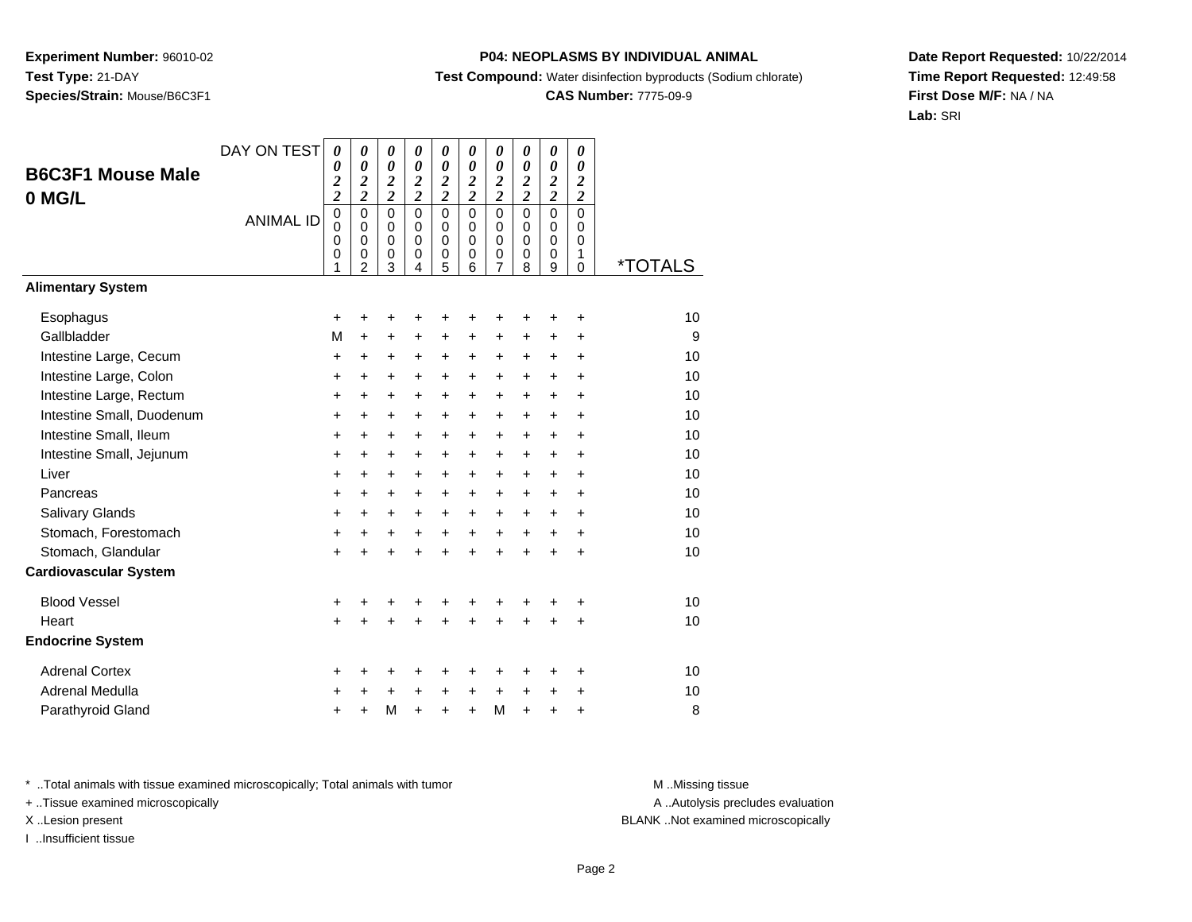**Experiment Number:** 96010-02
**Test Type:** 21-DAY
**Species/Strain:** Mouse/B6C3F1

**P04: NEOPLASMS BY INDIVIDUAL ANIMAL**
**Test Compound:** Water disinfection byproducts (Sodium chlorate)
**CAS Number:** 7775-09-9

**Date Report Requested:** 10/22/2014
**Time Report Requested:** 12:49:58
**First Dose M/F:** NA / NA
**Lab:** SRI

## B6C3F1 Mouse Male 0 MG/L

| DAY ON TEST | 0022 | 0022 | 0022 | 0022 | 0022 | 0022 | 0022 | 0022 | 0022 | 0022 | |
|---|---|---|---|---|---|---|---|---|---|---|---|
| ANIMAL ID | 00001 | 00002 | 00003 | 00004 | 00005 | 00006 | 00007 | 00008 | 00009 | 00010 | *TOTALS |
| **Alimentary System** | | | | | | | | | | | |
| Esophagus | + | + | + | + | + | + | + | + | + | + | 10 |
| Gallbladder | M | + | + | + | + | + | + | + | + | + | 9 |
| Intestine Large, Cecum | + | + | + | + | + | + | + | + | + | + | 10 |
| Intestine Large, Colon | + | + | + | + | + | + | + | + | + | + | 10 |
| Intestine Large, Rectum | + | + | + | + | + | + | + | + | + | + | 10 |
| Intestine Small, Duodenum | + | + | + | + | + | + | + | + | + | + | 10 |
| Intestine Small, Ileum | + | + | + | + | + | + | + | + | + | + | 10 |
| Intestine Small, Jejunum | + | + | + | + | + | + | + | + | + | + | 10 |
| Liver | + | + | + | + | + | + | + | + | + | + | 10 |
| Pancreas | + | + | + | + | + | + | + | + | + | + | 10 |
| Salivary Glands | + | + | + | + | + | + | + | + | + | + | 10 |
| Stomach, Forestomach | + | + | + | + | + | + | + | + | + | + | 10 |
| Stomach, Glandular | + | + | + | + | + | + | + | + | + | + | 10 |
| **Cardiovascular System** | | | | | | | | | | | |
| Blood Vessel | + | + | + | + | + | + | + | + | + | + | 10 |
| Heart | + | + | + | + | + | + | + | + | + | + | 10 |
| **Endocrine System** | | | | | | | | | | | |
| Adrenal Cortex | + | + | + | + | + | + | + | + | + | + | 10 |
| Adrenal Medulla | + | + | + | + | + | + | + | + | + | + | 10 |
| Parathyroid Gland | + | + | M | + | + | + | M | + | + | + | 8 |

\* ..Total animals with tissue examined microscopically; Total animals with tumor
\+ ..Tissue examined microscopically
X ..Lesion present
I ..Insufficient tissue

M ..Missing tissue
A ..Autolysis precludes evaluation
BLANK ..Not examined microscopically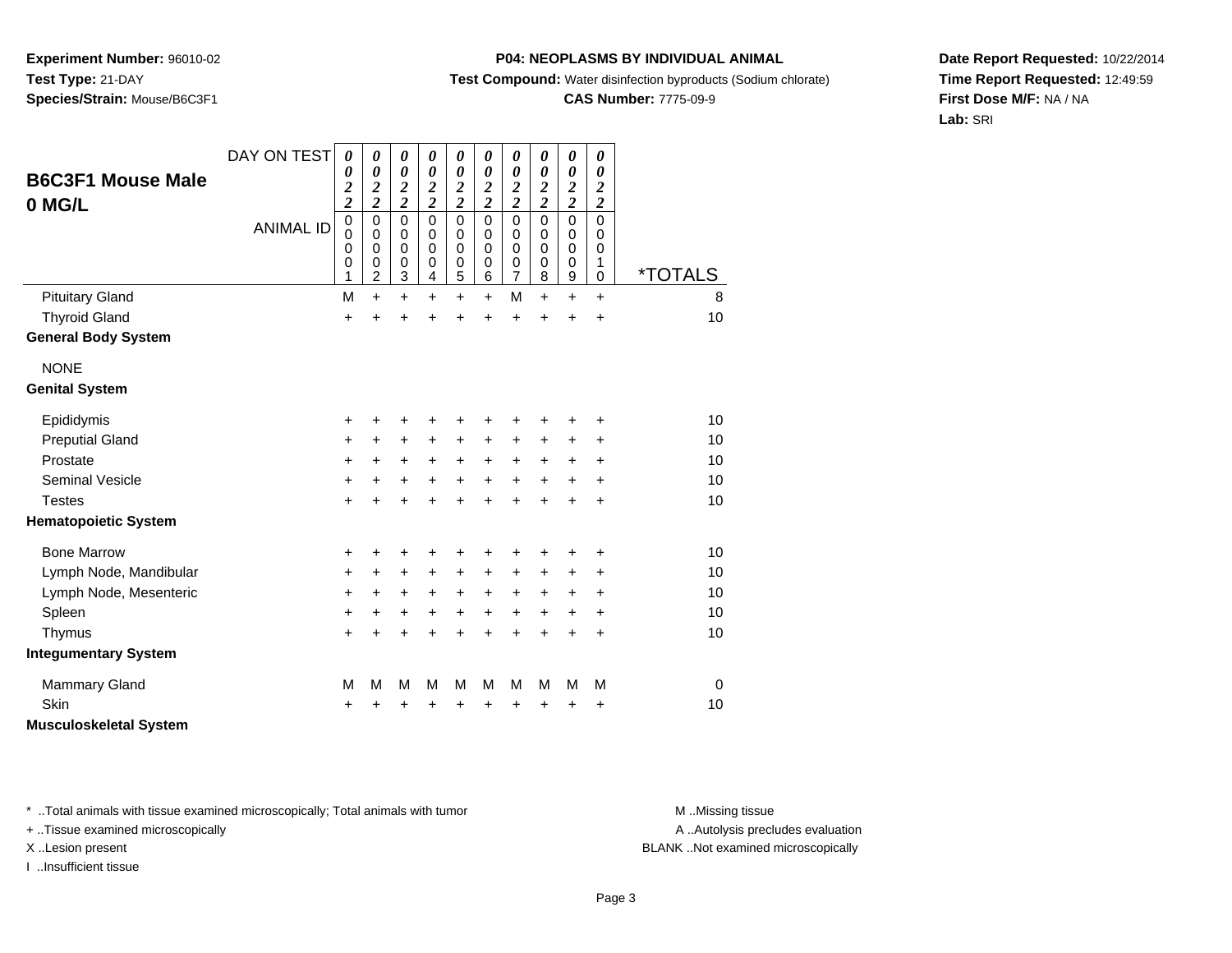**Experiment Number:** 96010-02
**Test Type:** 21-DAY
**Species/Strain:** Mouse/B6C3F1

**P04: NEOPLASMS BY INDIVIDUAL ANIMAL**
**Test Compound:** Water disinfection byproducts (Sodium chlorate)
**CAS Number:** 7775-09-9

**Date Report Requested:** 10/22/2014
**Time Report Requested:** 12:49:59
**First Dose M/F:** NA / NA
**Lab:** SRI

## B6C3F1 Mouse Male 0 MG/L

| DAY ON TEST | 0022 | 0022 | 0022 | 0022 | 0022 | 0022 | 0022 | 0022 | 0022 | 0022 | |
|---|---|---|---|---|---|---|---|---|---|---|---|
| ANIMAL ID | 00001 | 00002 | 00003 | 00004 | 00005 | 00006 | 00007 | 00008 | 00009 | 00010 | *TOTALS |
| Pituitary Gland | M | + | + | + | + | + | M | + | + | + | 8 |
| Thyroid Gland | + | + | + | + | + | + | + | + | + | + | 10 |
| **General Body System** | | | | | | | | | | | |
| NONE | | | | | | | | | | | |
| **Genital System** | | | | | | | | | | | |
| Epididymis | + | + | + | + | + | + | + | + | + | + | 10 |
| Preputial Gland | + | + | + | + | + | + | + | + | + | + | 10 |
| Prostate | + | + | + | + | + | + | + | + | + | + | 10 |
| Seminal Vesicle | + | + | + | + | + | + | + | + | + | + | 10 |
| Testes | + | + | + | + | + | + | + | + | + | + | 10 |
| **Hematopoietic System** | | | | | | | | | | | |
| Bone Marrow | + | + | + | + | + | + | + | + | + | + | 10 |
| Lymph Node, Mandibular | + | + | + | + | + | + | + | + | + | + | 10 |
| Lymph Node, Mesenteric | + | + | + | + | + | + | + | + | + | + | 10 |
| Spleen | + | + | + | + | + | + | + | + | + | + | 10 |
| Thymus | + | + | + | + | + | + | + | + | + | + | 10 |
| **Integumentary System** | | | | | | | | | | | |
| Mammary Gland | M | M | M | M | M | M | M | M | M | M | 0 |
| Skin | + | + | + | + | + | + | + | + | + | + | 10 |
| **Musculoskeletal System** | | | | | | | | | | | |

\* ..Total animals with tissue examined microscopically; Total animals with tumor
+ ..Tissue examined microscopically
X ..Lesion present
I ..Insufficient tissue

M ..Missing tissue
A ..Autolysis precludes evaluation
BLANK ..Not examined microscopically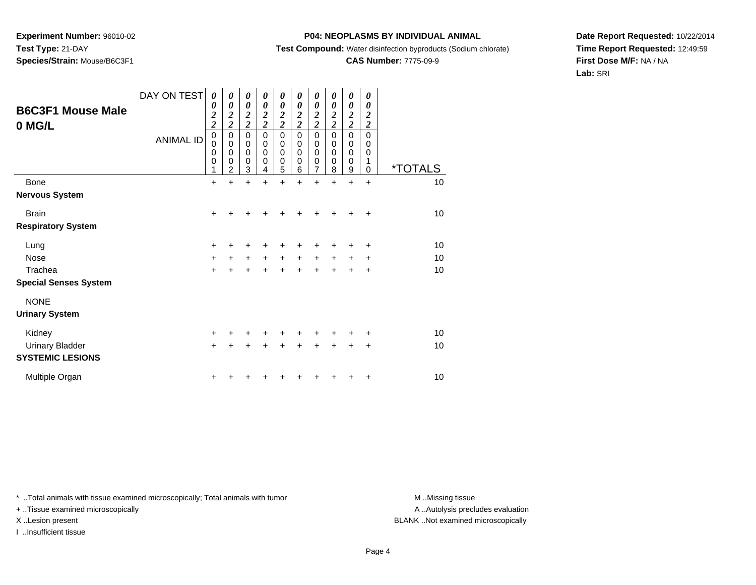**Experiment Number:** 96010-02
**Test Type:** 21-DAY
**Species/Strain:** Mouse/B6C3F1

**P04: NEOPLASMS BY INDIVIDUAL ANIMAL**
**Test Compound:** Water disinfection byproducts (Sodium chlorate)
**CAS Number:** 7775-09-9

**Date Report Requested:** 10/22/2014
**Time Report Requested:** 12:49:59
**First Dose M/F:** NA / NA
**Lab:** SRI

## B6C3F1 Mouse Male 0 MG/L

| DAY ON TEST | 0022 | 0022 | 0022 | 0022 | 0022 | 0022 | 0022 | 0022 | 0022 | 0022 | |
|---|---|---|---|---|---|---|---|---|---|---|---|
| ANIMAL ID | 00001 | 00002 | 00003 | 00004 | 00005 | 00006 | 00007 | 00008 | 00009 | 00010 | *TOTALS |
| Bone | + | + | + | + | + | + | + | + | + | + | 10 |
| **Nervous System** | | | | | | | | | | | |
| Brain | + | + | + | + | + | + | + | + | + | + | 10 |
| **Respiratory System** | | | | | | | | | | | |
| Lung | + | + | + | + | + | + | + | + | + | + | 10 |
| Nose | + | + | + | + | + | + | + | + | + | + | 10 |
| Trachea | + | + | + | + | + | + | + | + | + | + | 10 |
| **Special Senses System** | | | | | | | | | | | |
| NONE | | | | | | | | | | | |
| **Urinary System** | | | | | | | | | | | |
| Kidney | + | + | + | + | + | + | + | + | + | + | 10 |
| Urinary Bladder | + | + | + | + | + | + | + | + | + | + | 10 |
| **SYSTEMIC LESIONS** | | | | | | | | | | | |
| Multiple Organ | + | + | + | + | + | + | + | + | + | + | 10 |

* ..Total animals with tissue examined microscopically; Total animals with tumor
+ ..Tissue examined microscopically
X ..Lesion present
I ..Insufficient tissue

M ..Missing tissue
A ..Autolysis precludes evaluation
BLANK ..Not examined microscopically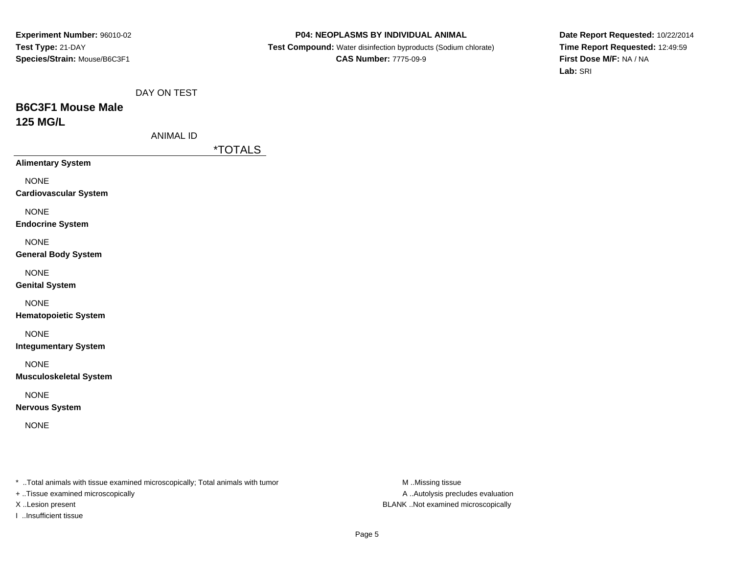**Experiment Number:** 96010-02
**Test Type:** 21-DAY
**Species/Strain:** Mouse/B6C3F1

**P04: NEOPLASMS BY INDIVIDUAL ANIMAL**
**Test Compound:** Water disinfection byproducts (Sodium chlorate)
**CAS Number:** 7775-09-9

**Date Report Requested:** 10/22/2014
**Time Report Requested:** 12:49:59
**First Dose M/F:** NA / NA
**Lab:** SRI

DAY ON TEST

## B6C3F1 Mouse Male
## 125 MG/L

ANIMAL ID

| | *TOTALS |
|---|---|
| **Alimentary System** | |
| NONE | |
| **Cardiovascular System** | |
| NONE | |
| **Endocrine System** | |
| NONE | |
| **General Body System** | |
| NONE | |
| **Genital System** | |
| NONE | |
| **Hematopoietic System** | |
| NONE | |
| **Integumentary System** | |
| NONE | |
| **Musculoskeletal System** | |
| NONE | |
| **Nervous System** | |
| NONE | |

* ..Total animals with tissue examined microscopically; Total animals with tumor
+ ..Tissue examined microscopically
X ..Lesion present
I ..Insufficient tissue

M ..Missing tissue
A ..Autolysis precludes evaluation
BLANK ..Not examined microscopically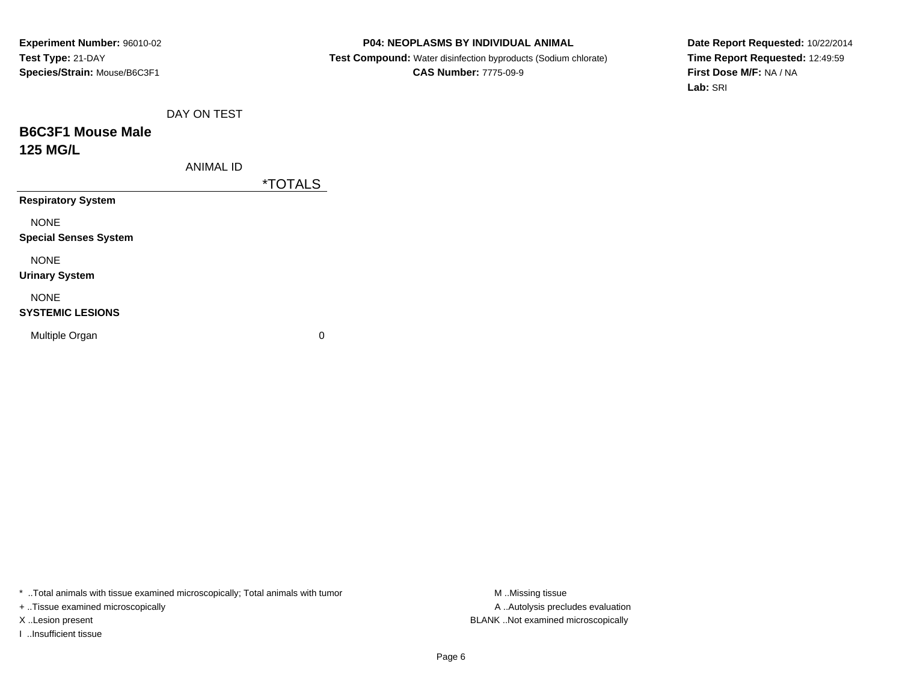**Experiment Number:** 96010-02
**Test Type:** 21-DAY
**Species/Strain:** Mouse/B6C3F1

**P04: NEOPLASMS BY INDIVIDUAL ANIMAL**
**Test Compound:** Water disinfection byproducts (Sodium chlorate)
**CAS Number:** 7775-09-9

**Date Report Requested:** 10/22/2014
**Time Report Requested:** 12:49:59
**First Dose M/F:** NA / NA
**Lab:** SRI

## B6C3F1 Mouse Male
## 125 MG/L

| DAY ON TEST | |
|---|---|
| ANIMAL ID | *TOTALS |
| **Respiratory System** | |
| NONE | |
| **Special Senses System** | |
| NONE | |
| **Urinary System** | |
| NONE | |
| **SYSTEMIC LESIONS** | |
| Multiple Organ | 0 |

* ..Total animals with tissue examined microscopically; Total animals with tumor
+ ..Tissue examined microscopically
X ..Lesion present
I ..Insufficient tissue

M ..Missing tissue
A ..Autolysis precludes evaluation
BLANK ..Not examined microscopically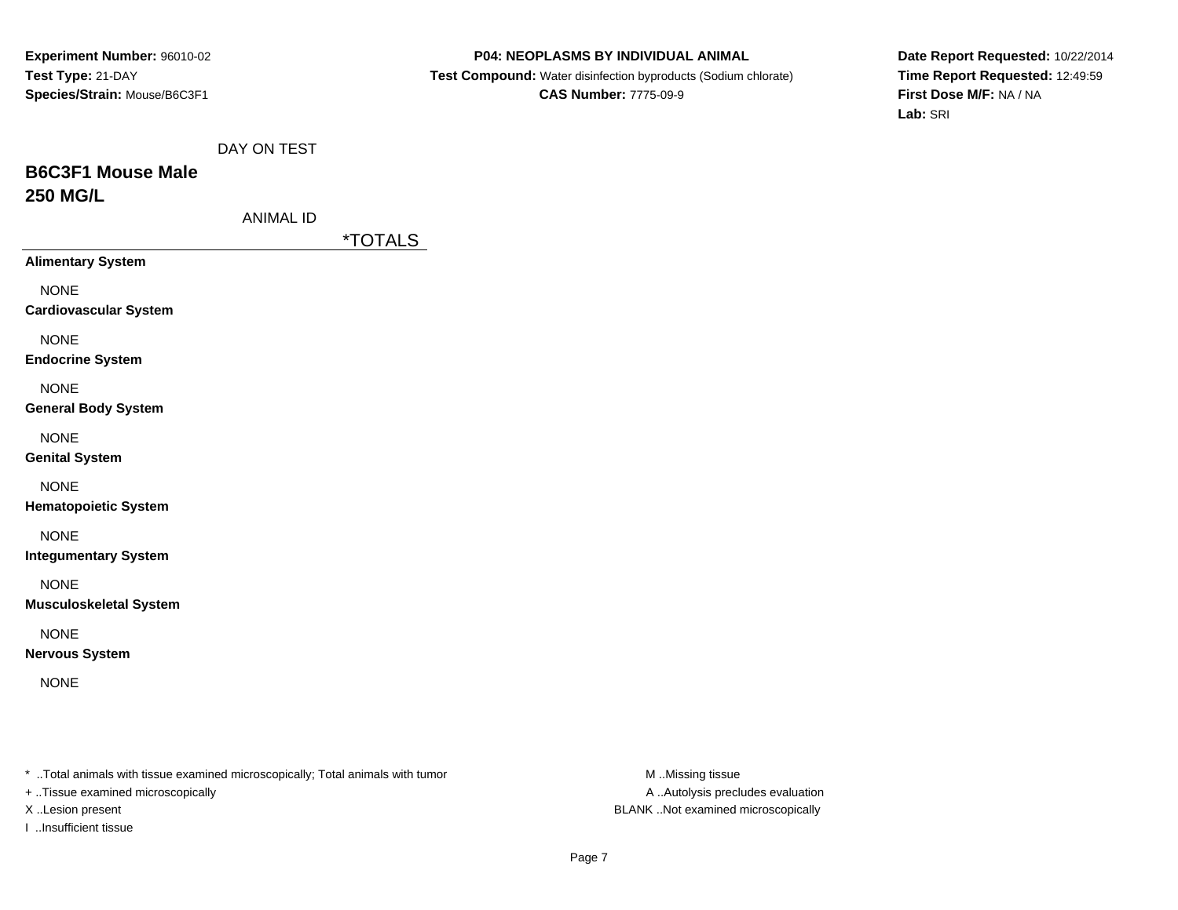**Experiment Number:** 96010-02
**Test Type:** 21-DAY
**Species/Strain:** Mouse/B6C3F1

**P04: NEOPLASMS BY INDIVIDUAL ANIMAL**
**Test Compound:** Water disinfection byproducts (Sodium chlorate)
**CAS Number:** 7775-09-9

**Date Report Requested:** 10/22/2014
**Time Report Requested:** 12:49:59
**First Dose M/F:** NA / NA
**Lab:** SRI

DAY ON TEST

## B6C3F1 Mouse Male
## 250 MG/L

ANIMAL ID

| | *TOTALS |
|---|---|
| **Alimentary System** | |
| NONE | |
| **Cardiovascular System** | |
| NONE | |
| **Endocrine System** | |
| NONE | |
| **General Body System** | |
| NONE | |
| **Genital System** | |
| NONE | |
| **Hematopoietic System** | |
| NONE | |
| **Integumentary System** | |
| NONE | |
| **Musculoskeletal System** | |
| NONE | |
| **Nervous System** | |
| NONE | |

* ..Total animals with tissue examined microscopically; Total animals with tumor
+ ..Tissue examined microscopically
X ..Lesion present
I ..Insufficient tissue

M ..Missing tissue
A ..Autolysis precludes evaluation
BLANK ..Not examined microscopically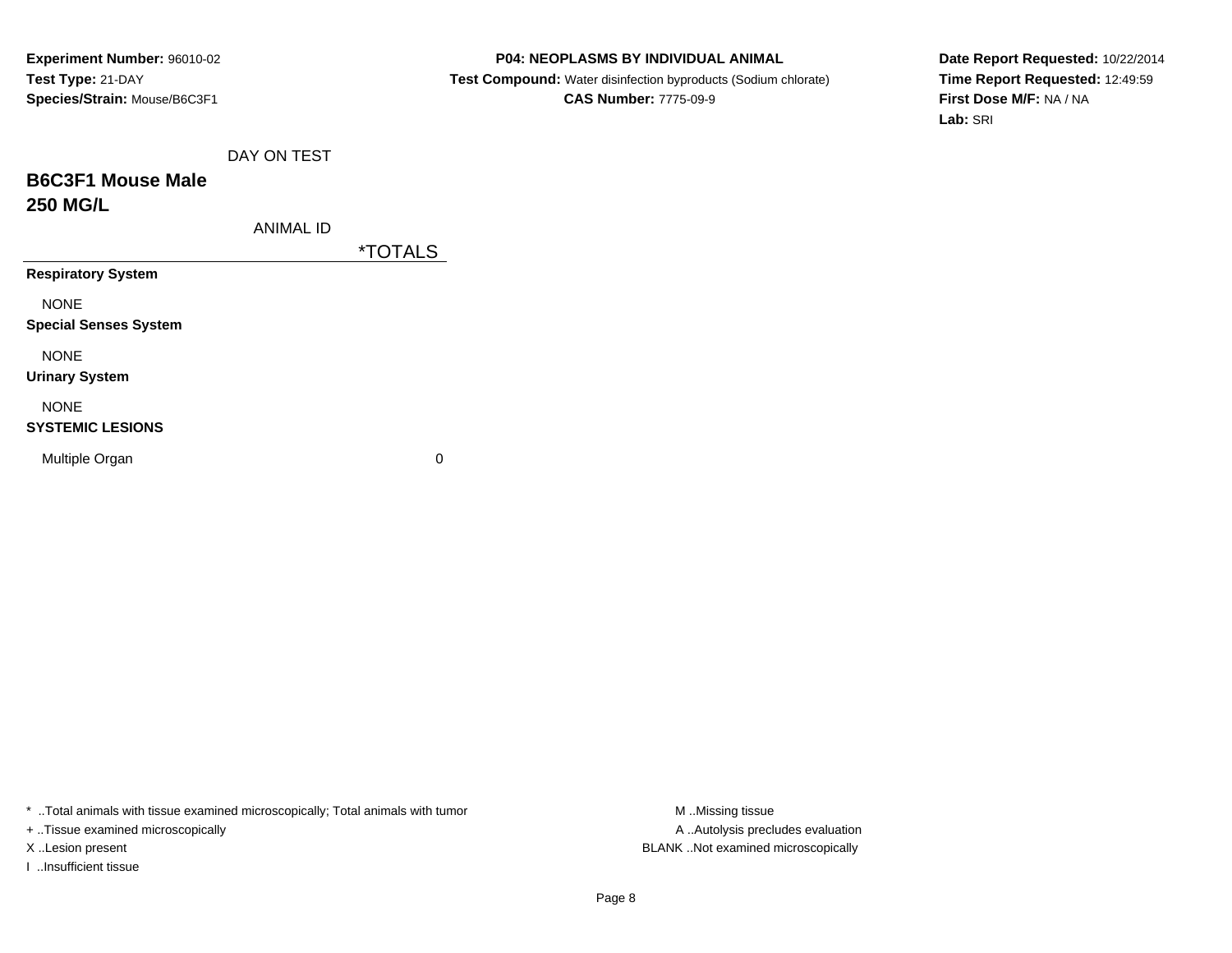**Experiment Number:** 96010-02
**Test Type:** 21-DAY
**Species/Strain:** Mouse/B6C3F1

**P04: NEOPLASMS BY INDIVIDUAL ANIMAL**
**Test Compound:** Water disinfection byproducts (Sodium chlorate)
**CAS Number:** 7775-09-9

**Date Report Requested:** 10/22/2014
**Time Report Requested:** 12:49:59
**First Dose M/F:** NA / NA
**Lab:** SRI

DAY ON TEST

## B6C3F1 Mouse Male
## 250 MG/L

ANIMAL ID

| | *TOTALS |
|---|---|
| **Respiratory System** | |
| NONE | |
| **Special Senses System** | |
| NONE | |
| **Urinary System** | |
| NONE | |
| **SYSTEMIC LESIONS** | |
| Multiple Organ | 0 |

* ..Total animals with tissue examined microscopically; Total animals with tumor
+ ..Tissue examined microscopically
X ..Lesion present
I ..Insufficient tissue

M ..Missing tissue
A ..Autolysis precludes evaluation
BLANK ..Not examined microscopically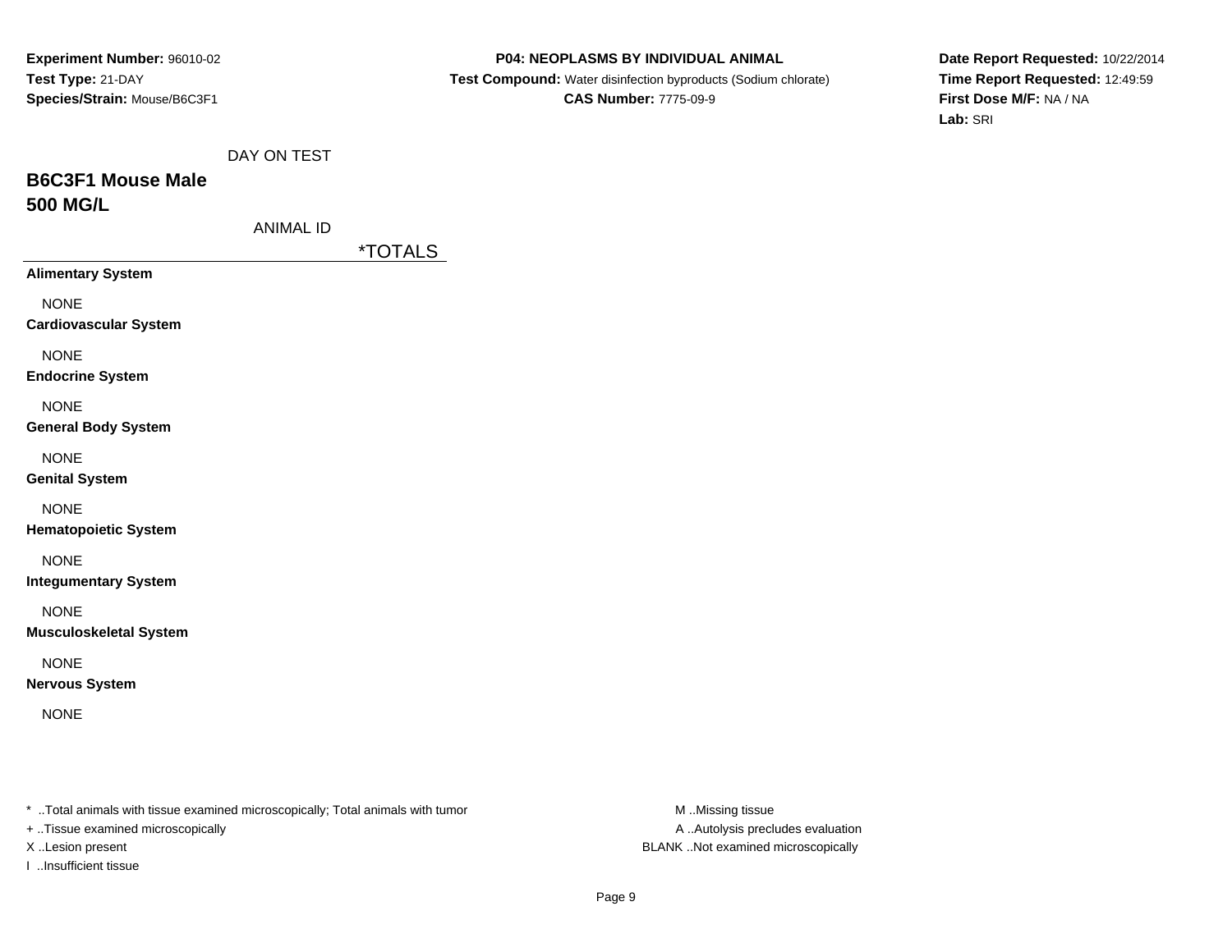**Experiment Number:** 96010-02
**Test Type:** 21-DAY
**Species/Strain:** Mouse/B6C3F1

**P04: NEOPLASMS BY INDIVIDUAL ANIMAL**
**Test Compound:** Water disinfection byproducts (Sodium chlorate)
**CAS Number:** 7775-09-9

**Date Report Requested:** 10/22/2014
**Time Report Requested:** 12:49:59
**First Dose M/F:** NA / NA
**Lab:** SRI

DAY ON TEST

## B6C3F1 Mouse Male
## 500 MG/L

ANIMAL ID

| | *TOTALS |
|---|---|
| **Alimentary System** | |
| NONE | |
| **Cardiovascular System** | |
| NONE | |
| **Endocrine System** | |
| NONE | |
| **General Body System** | |
| NONE | |
| **Genital System** | |
| NONE | |
| **Hematopoietic System** | |
| NONE | |
| **Integumentary System** | |
| NONE | |
| **Musculoskeletal System** | |
| NONE | |
| **Nervous System** | |
| NONE | |

* ..Total animals with tissue examined microscopically; Total animals with tumor
+ ..Tissue examined microscopically
X ..Lesion present
I ..Insufficient tissue

M ..Missing tissue
A ..Autolysis precludes evaluation
BLANK ..Not examined microscopically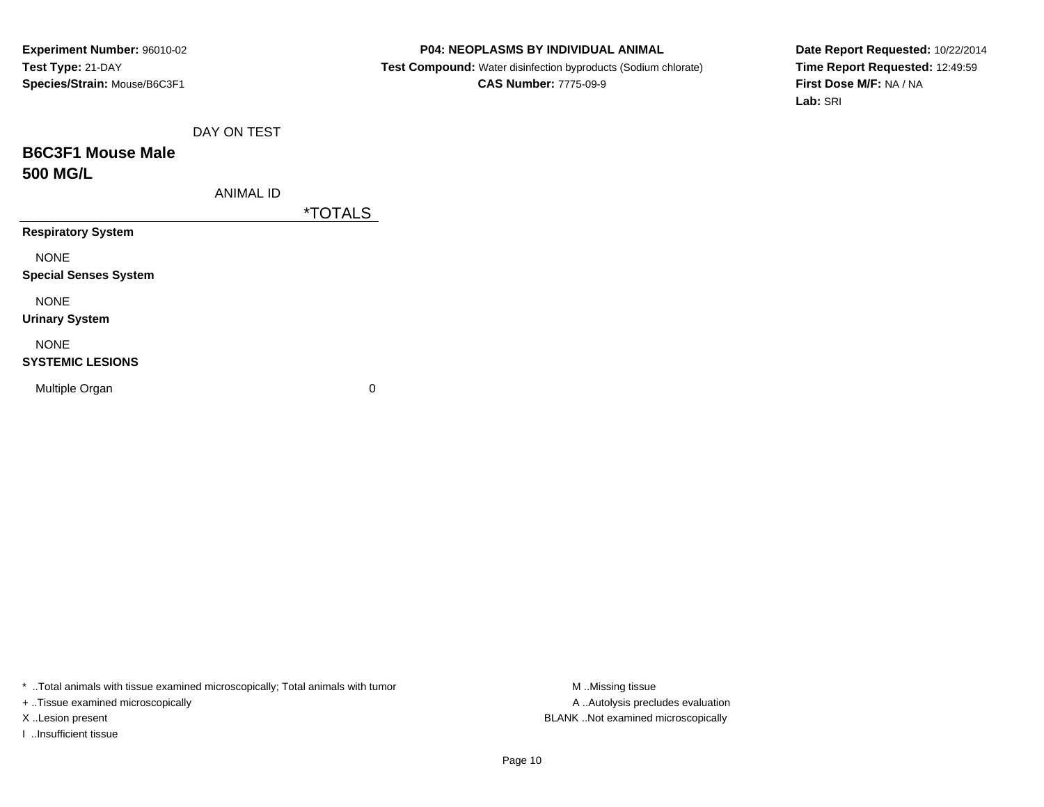**Experiment Number:** 96010-02
**Test Type:** 21-DAY
**Species/Strain:** Mouse/B6C3F1

**P04: NEOPLASMS BY INDIVIDUAL ANIMAL**
**Test Compound:** Water disinfection byproducts (Sodium chlorate)
**CAS Number:** 7775-09-9

**Date Report Requested:** 10/22/2014
**Time Report Requested:** 12:49:59
**First Dose M/F:** NA / NA
**Lab:** SRI

## B6C3F1 Mouse Male
## 500 MG/L

| DAY ON TEST / ANIMAL ID | *TOTALS |
|---|---|
| **Respiratory System** | |
| NONE | |
| **Special Senses System** | |
| NONE | |
| **Urinary System** | |
| NONE | |
| **SYSTEMIC LESIONS** | |
| Multiple Organ | 0 |

* ..Total animals with tissue examined microscopically; Total animals with tumor
+ ..Tissue examined microscopically
X ..Lesion present
I ..Insufficient tissue

M ..Missing tissue
A ..Autolysis precludes evaluation
BLANK ..Not examined microscopically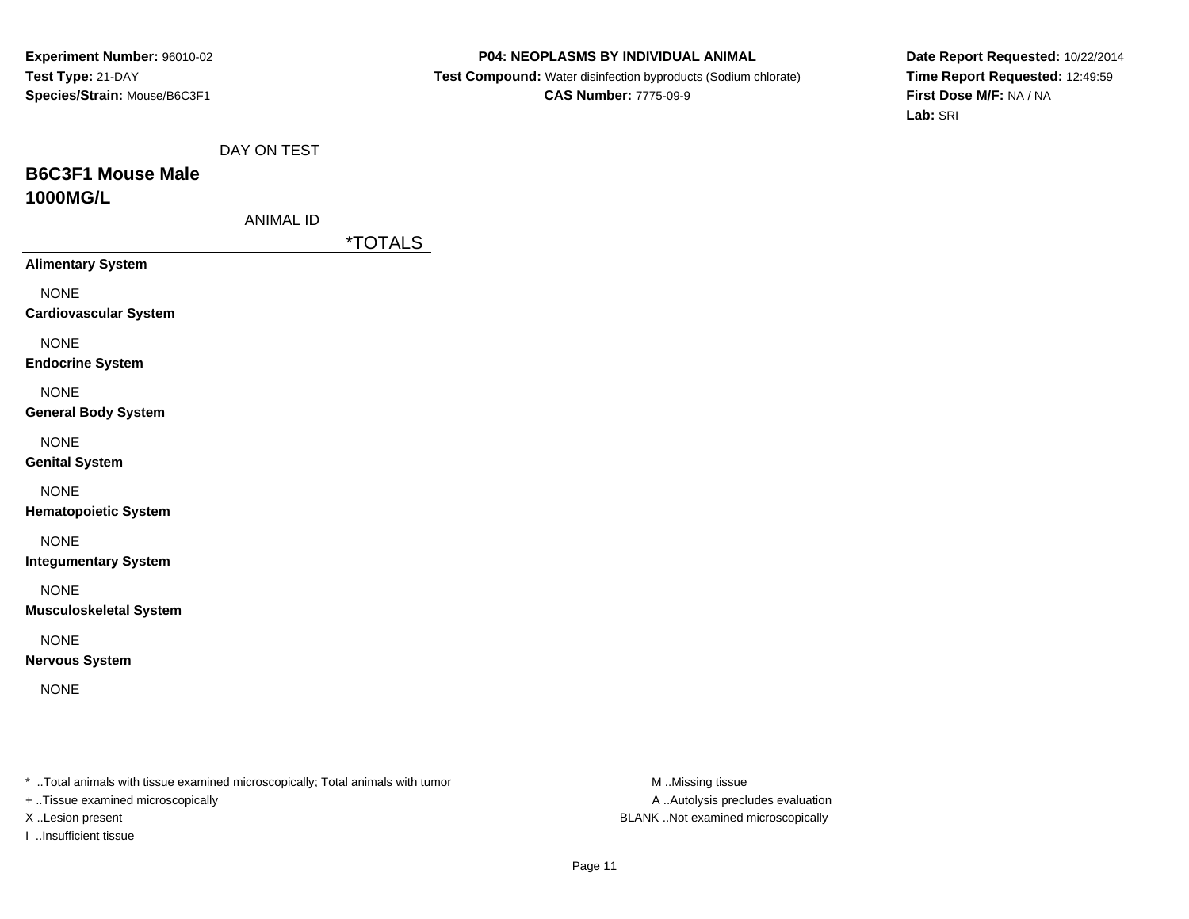**Experiment Number:** 96010-02
**Test Type:** 21-DAY
**Species/Strain:** Mouse/B6C3F1

**P04: NEOPLASMS BY INDIVIDUAL ANIMAL**
**Test Compound:** Water disinfection byproducts (Sodium chlorate)
**CAS Number:** 7775-09-9

**Date Report Requested:** 10/22/2014
**Time Report Requested:** 12:49:59
**First Dose M/F:** NA / NA
**Lab:** SRI

| DAY ON TEST | |
|---|---|
| **B6C3F1 Mouse Male 1000MG/L** | |
| ANIMAL ID | *TOTALS |
| **Alimentary System** | |
| NONE | |
| **Cardiovascular System** | |
| NONE | |
| **Endocrine System** | |
| NONE | |
| **General Body System** | |
| NONE | |
| **Genital System** | |
| NONE | |
| **Hematopoietic System** | |
| NONE | |
| **Integumentary System** | |
| NONE | |
| **Musculoskeletal System** | |
| NONE | |
| **Nervous System** | |
| NONE | |

* ..Total animals with tissue examined microscopically; Total animals with tumor
+ ..Tissue examined microscopically
X ..Lesion present
I ..Insufficient tissue

M ..Missing tissue
A ..Autolysis precludes evaluation
BLANK ..Not examined microscopically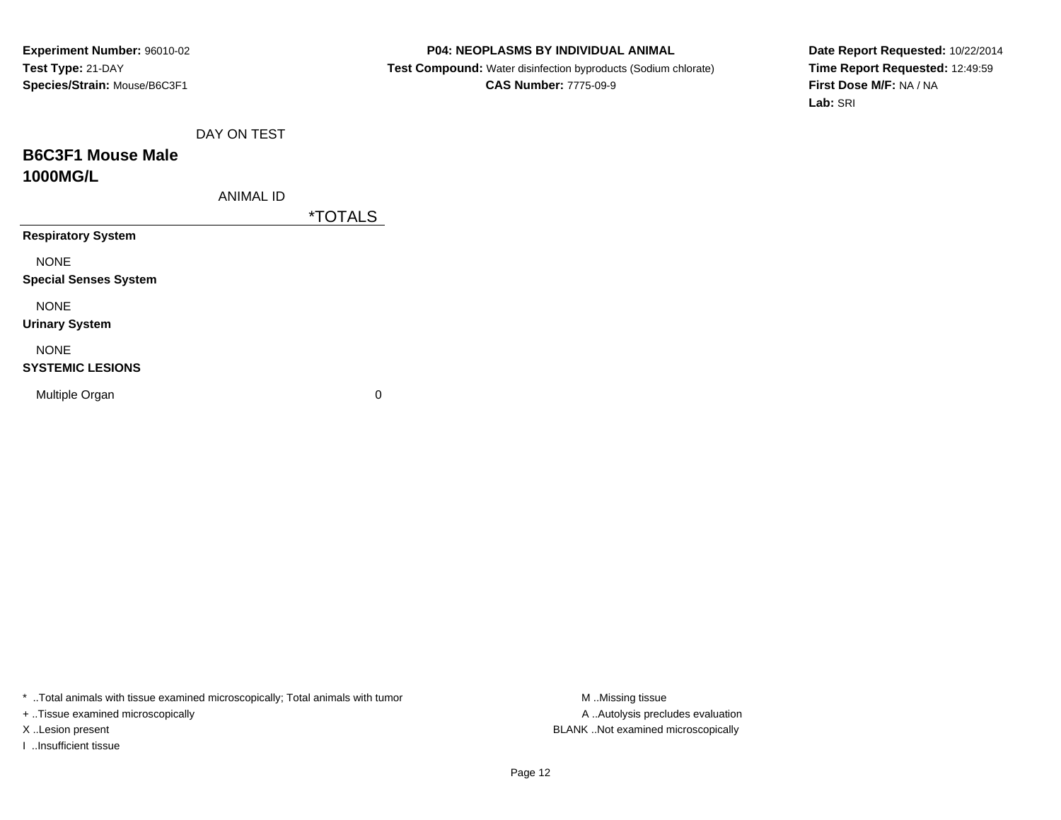**Experiment Number:** 96010-02
**Test Type:** 21-DAY
**Species/Strain:** Mouse/B6C3F1

**P04: NEOPLASMS BY INDIVIDUAL ANIMAL**
**Test Compound:** Water disinfection byproducts (Sodium chlorate)
**CAS Number:** 7775-09-9

**Date Report Requested:** 10/22/2014
**Time Report Requested:** 12:49:59
**First Dose M/F:** NA / NA
**Lab:** SRI

## B6C3F1 Mouse Male 1000MG/L

| DAY ON TEST / ANIMAL ID | *TOTALS |
|---|---|
| **Respiratory System** | |
| NONE | |
| **Special Senses System** | |
| NONE | |
| **Urinary System** | |
| NONE | |
| **SYSTEMIC LESIONS** | |
| Multiple Organ | 0 |

* ..Total animals with tissue examined microscopically; Total animals with tumor
+ ..Tissue examined microscopically
X ..Lesion present
I ..Insufficient tissue

M ..Missing tissue
A ..Autolysis precludes evaluation
BLANK ..Not examined microscopically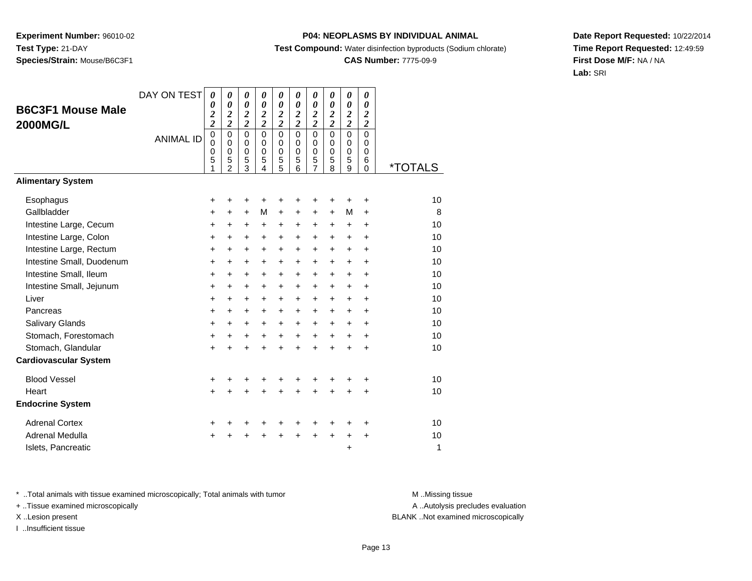**Experiment Number:** 96010-02
**Test Type:** 21-DAY
**Species/Strain:** Mouse/B6C3F1

**P04: NEOPLASMS BY INDIVIDUAL ANIMAL**
**Test Compound:** Water disinfection byproducts (Sodium chlorate)
**CAS Number:** 7775-09-9

**Date Report Requested:** 10/22/2014
**Time Report Requested:** 12:49:59
**First Dose M/F:** NA / NA
**Lab:** SRI

## B6C3F1 Mouse Male 2000MG/L

| DAY ON TEST | 0022 | 0022 | 0022 | 0022 | 0022 | 0022 | 0022 | 0022 | 0022 | 0022 | |
|---|---|---|---|---|---|---|---|---|---|---|---|
| **ANIMAL ID** | 00051 | 00052 | 00053 | 00054 | 00055 | 00056 | 00057 | 00058 | 00059 | 00060 | ***TOTALS** |
| **Alimentary System** | | | | | | | | | | | |
| Esophagus | + | + | + | + | + | + | + | + | + | + | 10 |
| Gallbladder | + | + | + | M | + | + | + | + | M | + | 8 |
| Intestine Large, Cecum | + | + | + | + | + | + | + | + | + | + | 10 |
| Intestine Large, Colon | + | + | + | + | + | + | + | + | + | + | 10 |
| Intestine Large, Rectum | + | + | + | + | + | + | + | + | + | + | 10 |
| Intestine Small, Duodenum | + | + | + | + | + | + | + | + | + | + | 10 |
| Intestine Small, Ileum | + | + | + | + | + | + | + | + | + | + | 10 |
| Intestine Small, Jejunum | + | + | + | + | + | + | + | + | + | + | 10 |
| Liver | + | + | + | + | + | + | + | + | + | + | 10 |
| Pancreas | + | + | + | + | + | + | + | + | + | + | 10 |
| Salivary Glands | + | + | + | + | + | + | + | + | + | + | 10 |
| Stomach, Forestomach | + | + | + | + | + | + | + | + | + | + | 10 |
| Stomach, Glandular | + | + | + | + | + | + | + | + | + | + | 10 |
| **Cardiovascular System** | | | | | | | | | | | |
| Blood Vessel | + | + | + | + | + | + | + | + | + | + | 10 |
| Heart | + | + | + | + | + | + | + | + | + | + | 10 |
| **Endocrine System** | | | | | | | | | | | |
| Adrenal Cortex | + | + | + | + | + | + | + | + | + | + | 10 |
| Adrenal Medulla | + | + | + | + | + | + | + | + | + | + | 10 |
| Islets, Pancreatic | | | | | | | | | + | | 1 |

* ..Total animals with tissue examined microscopically; Total animals with tumor
+ ..Tissue examined microscopically
X ..Lesion present
I ..Insufficient tissue

M ..Missing tissue
A ..Autolysis precludes evaluation
BLANK ..Not examined microscopically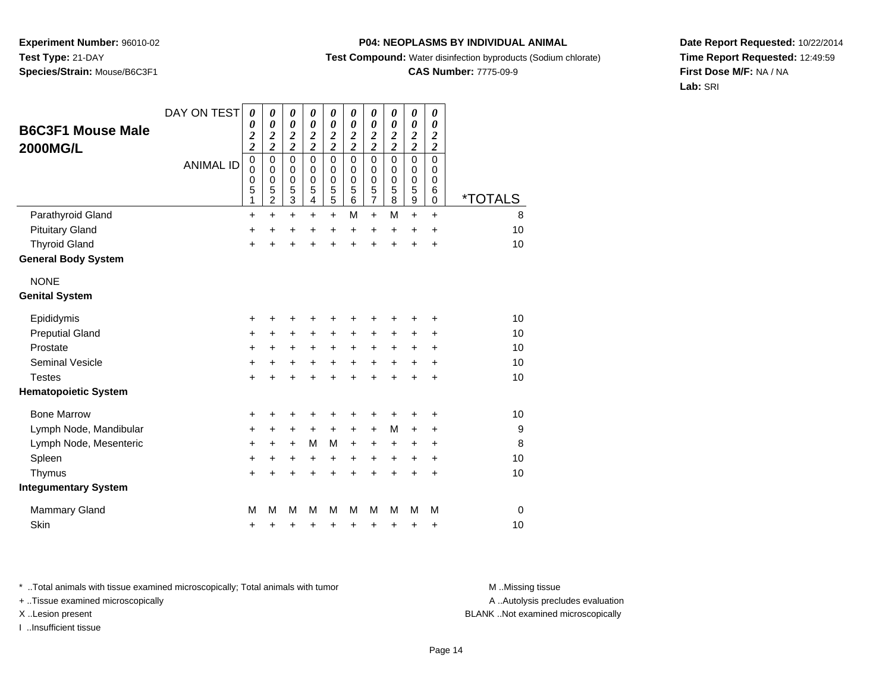**Experiment Number:** 96010-02
**Test Type:** 21-DAY
**Species/Strain:** Mouse/B6C3F1

**P04: NEOPLASMS BY INDIVIDUAL ANIMAL**
**Test Compound:** Water disinfection byproducts (Sodium chlorate)
**CAS Number:** 7775-09-9

**Date Report Requested:** 10/22/2014
**Time Report Requested:** 12:49:59
**First Dose M/F:** NA / NA
**Lab:** SRI

## B6C3F1 Mouse Male 2000MG/L

| DAY ON TEST | 0022 | 0022 | 0022 | 0022 | 0022 | 0022 | 0022 | 0022 | 0022 | 0022 | |
|---|---|---|---|---|---|---|---|---|---|---|---|
| ANIMAL ID | 00051 | 00052 | 00053 | 00054 | 00055 | 00056 | 00057 | 00058 | 00059 | 00060 | *TOTALS |
| Parathyroid Gland | + | + | + | + | + | M | + | M | + | + | 8 |
| Pituitary Gland | + | + | + | + | + | + | + | + | + | + | 10 |
| Thyroid Gland | + | + | + | + | + | + | + | + | + | + | 10 |
| **General Body System** | | | | | | | | | | | |
| NONE | | | | | | | | | | | |
| **Genital System** | | | | | | | | | | | |
| Epididymis | + | + | + | + | + | + | + | + | + | + | 10 |
| Preputial Gland | + | + | + | + | + | + | + | + | + | + | 10 |
| Prostate | + | + | + | + | + | + | + | + | + | + | 10 |
| Seminal Vesicle | + | + | + | + | + | + | + | + | + | + | 10 |
| Testes | + | + | + | + | + | + | + | + | + | + | 10 |
| **Hematopoietic System** | | | | | | | | | | | |
| Bone Marrow | + | + | + | + | + | + | + | + | + | + | 10 |
| Lymph Node, Mandibular | + | + | + | + | + | + | + | M | + | + | 9 |
| Lymph Node, Mesenteric | + | + | + | M | M | + | + | + | + | + | 8 |
| Spleen | + | + | + | + | + | + | + | + | + | + | 10 |
| Thymus | + | + | + | + | + | + | + | + | + | + | 10 |
| **Integumentary System** | | | | | | | | | | | |
| Mammary Gland | M | M | M | M | M | M | M | M | M | M | 0 |
| Skin | + | + | + | + | + | + | + | + | + | + | 10 |

\* ..Total animals with tissue examined microscopically; Total animals with tumor
+ ..Tissue examined microscopically
X ..Lesion present
I ..Insufficient tissue

M ..Missing tissue
A ..Autolysis precludes evaluation
BLANK ..Not examined microscopically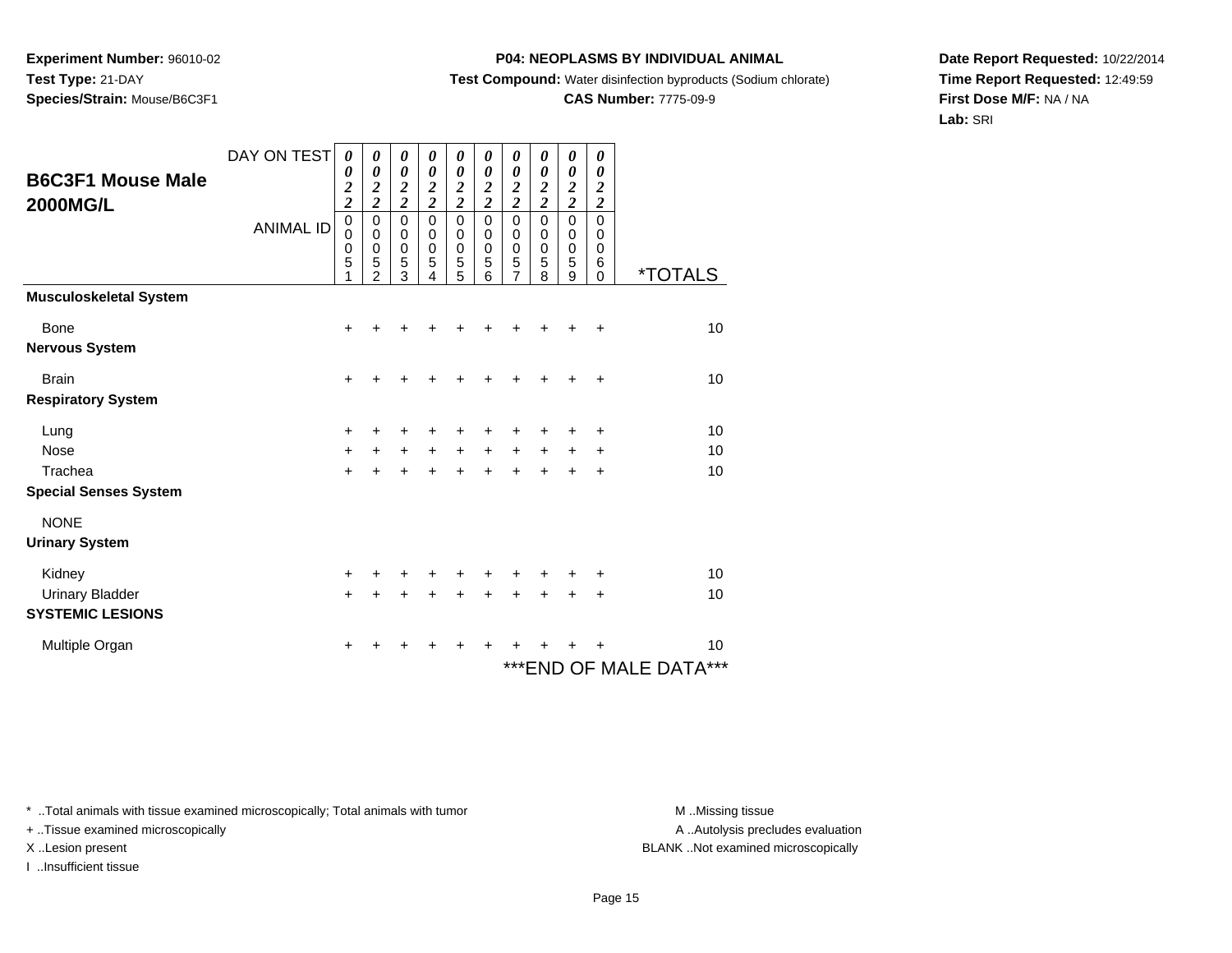**Experiment Number:** 96010-02
**Test Type:** 21-DAY
**Species/Strain:** Mouse/B6C3F1

**P04: NEOPLASMS BY INDIVIDUAL ANIMAL**
**Test Compound:** Water disinfection byproducts (Sodium chlorate)
**CAS Number:** 7775-09-9

**Date Report Requested:** 10/22/2014
**Time Report Requested:** 12:49:59
**First Dose M/F:** NA / NA
**Lab:** SRI

## B6C3F1 Mouse Male 2000MG/L

| DAY ON TEST | 0022 | 0022 | 0022 | 0022 | 0022 | 0022 | 0022 | 0022 | 0022 | 0022 | |
|---|---|---|---|---|---|---|---|---|---|---|---|
| **ANIMAL ID** | 00051 | 00052 | 00053 | 00054 | 00055 | 00056 | 00057 | 00058 | 00059 | 00060 | ***TOTALS** |
| **Musculoskeletal System** | | | | | | | | | | | |
| Bone | + | + | + | + | + | + | + | + | + | + | 10 |
| **Nervous System** | | | | | | | | | | | |
| Brain | + | + | + | + | + | + | + | + | + | + | 10 |
| **Respiratory System** | | | | | | | | | | | |
| Lung | + | + | + | + | + | + | + | + | + | + | 10 |
| Nose | + | + | + | + | + | + | + | + | + | + | 10 |
| Trachea | + | + | + | + | + | + | + | + | + | + | 10 |
| **Special Senses System** | | | | | | | | | | | |
| NONE | | | | | | | | | | | |
| **Urinary System** | | | | | | | | | | | |
| Kidney | + | + | + | + | + | + | + | + | + | + | 10 |
| Urinary Bladder | + | + | + | + | + | + | + | + | + | + | 10 |
| **SYSTEMIC LESIONS** | | | | | | | | | | | |
| Multiple Organ | + | + | + | + | + | + | + | + | + | + | 10 |

***END OF MALE DATA***

* ..Total animals with tissue examined microscopically; Total animals with tumor
+ ..Tissue examined microscopically
X ..Lesion present
I ..Insufficient tissue

M ..Missing tissue
A ..Autolysis precludes evaluation
BLANK ..Not examined microscopically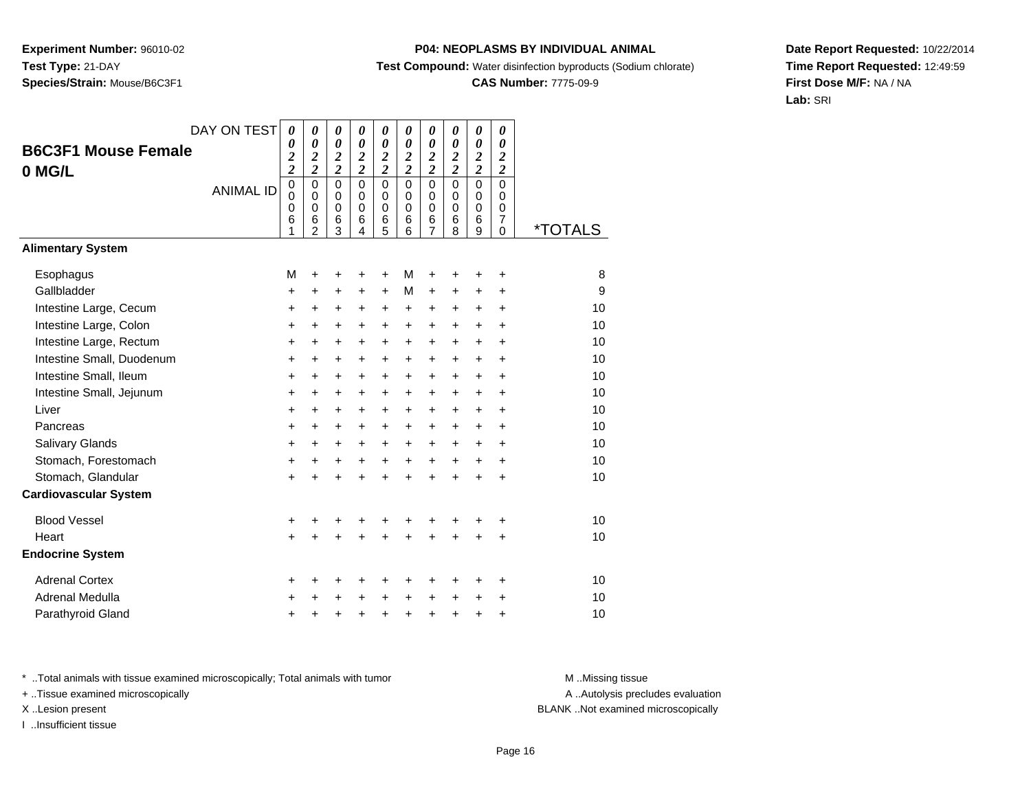**Experiment Number:** 96010-02
**Test Type:** 21-DAY
**Species/Strain:** Mouse/B6C3F1

**P04: NEOPLASMS BY INDIVIDUAL ANIMAL**
**Test Compound:** Water disinfection byproducts (Sodium chlorate)
**CAS Number:** 7775-09-9

**Date Report Requested:** 10/22/2014
**Time Report Requested:** 12:49:59
**First Dose M/F:** NA / NA
**Lab:** SRI

## B6C3F1 Mouse Female
## 0 MG/L

| DAY ON TEST | 0022 | 0022 | 0022 | 0022 | 0022 | 0022 | 0022 | 0022 | 0022 | 0022 | |
|---|---|---|---|---|---|---|---|---|---|---|---|
| ANIMAL ID | 00061 | 00062 | 00063 | 00064 | 00065 | 00066 | 00067 | 00068 | 00069 | 00070 | *TOTALS |
| **Alimentary System** | | | | | | | | | | | |
| Esophagus | M | + | + | + | + | M | + | + | + | + | 8 |
| Gallbladder | + | + | + | + | + | M | + | + | + | + | 9 |
| Intestine Large, Cecum | + | + | + | + | + | + | + | + | + | + | 10 |
| Intestine Large, Colon | + | + | + | + | + | + | + | + | + | + | 10 |
| Intestine Large, Rectum | + | + | + | + | + | + | + | + | + | + | 10 |
| Intestine Small, Duodenum | + | + | + | + | + | + | + | + | + | + | 10 |
| Intestine Small, Ileum | + | + | + | + | + | + | + | + | + | + | 10 |
| Intestine Small, Jejunum | + | + | + | + | + | + | + | + | + | + | 10 |
| Liver | + | + | + | + | + | + | + | + | + | + | 10 |
| Pancreas | + | + | + | + | + | + | + | + | + | + | 10 |
| Salivary Glands | + | + | + | + | + | + | + | + | + | + | 10 |
| Stomach, Forestomach | + | + | + | + | + | + | + | + | + | + | 10 |
| Stomach, Glandular | + | + | + | + | + | + | + | + | + | + | 10 |
| **Cardiovascular System** | | | | | | | | | | | |
| Blood Vessel | + | + | + | + | + | + | + | + | + | + | 10 |
| Heart | + | + | + | + | + | + | + | + | + | + | 10 |
| **Endocrine System** | | | | | | | | | | | |
| Adrenal Cortex | + | + | + | + | + | + | + | + | + | + | 10 |
| Adrenal Medulla | + | + | + | + | + | + | + | + | + | + | 10 |
| Parathyroid Gland | + | + | + | + | + | + | + | + | + | + | 10 |

* ..Total animals with tissue examined microscopically; Total animals with tumor
+ ..Tissue examined microscopically
X ..Lesion present
I ..Insufficient tissue

M ..Missing tissue
A ..Autolysis precludes evaluation
BLANK ..Not examined microscopically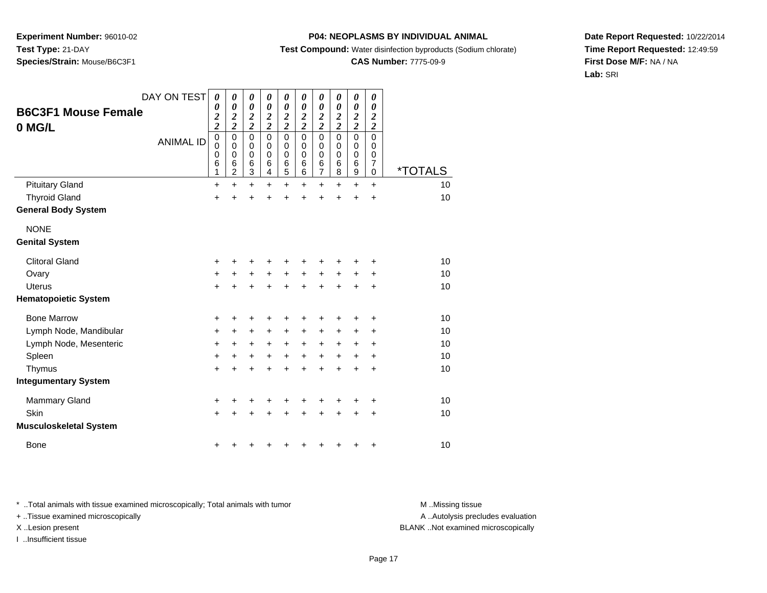**Experiment Number:** 96010-02

**Test Type:** 21-DAY

**Species/Strain:** Mouse/B6C3F1

**P04: NEOPLASMS BY INDIVIDUAL ANIMAL**

**Test Compound:** Water disinfection byproducts (Sodium chlorate)

**CAS Number:** 7775-09-9

**Date Report Requested:** 10/22/2014

**Time Report Requested:** 12:49:59

**First Dose M/F:** NA / NA

**Lab:** SRI

## B6C3F1 Mouse Female 0 MG/L

| DAY ON TEST | 0022 | 0022 | 0022 | 0022 | 0022 | 0022 | 0022 | 0022 | 0022 | 0022 | |
|---|---|---|---|---|---|---|---|---|---|---|---|
| ANIMAL ID | 00061 | 00062 | 00063 | 00064 | 00065 | 00066 | 00067 | 00068 | 00069 | 00070 | *TOTALS |
| Pituitary Gland | + | + | + | + | + | + | + | + | + | + | 10 |
| Thyroid Gland | + | + | + | + | + | + | + | + | + | + | 10 |
| **General Body System** | | | | | | | | | | | |
| NONE | | | | | | | | | | | |
| **Genital System** | | | | | | | | | | | |
| Clitoral Gland | + | + | + | + | + | + | + | + | + | + | 10 |
| Ovary | + | + | + | + | + | + | + | + | + | + | 10 |
| Uterus | + | + | + | + | + | + | + | + | + | + | 10 |
| **Hematopoietic System** | | | | | | | | | | | |
| Bone Marrow | + | + | + | + | + | + | + | + | + | + | 10 |
| Lymph Node, Mandibular | + | + | + | + | + | + | + | + | + | + | 10 |
| Lymph Node, Mesenteric | + | + | + | + | + | + | + | + | + | + | 10 |
| Spleen | + | + | + | + | + | + | + | + | + | + | 10 |
| Thymus | + | + | + | + | + | + | + | + | + | + | 10 |
| **Integumentary System** | | | | | | | | | | | |
| Mammary Gland | + | + | + | + | + | + | + | + | + | + | 10 |
| Skin | + | + | + | + | + | + | + | + | + | + | 10 |
| **Musculoskeletal System** | | | | | | | | | | | |
| Bone | + | + | + | + | + | + | + | + | + | + | 10 |

* ..Total animals with tissue examined microscopically; Total animals with tumor
+ ..Tissue examined microscopically
X ..Lesion present
I ..Insufficient tissue

M ..Missing tissue
A ..Autolysis precludes evaluation
BLANK ..Not examined microscopically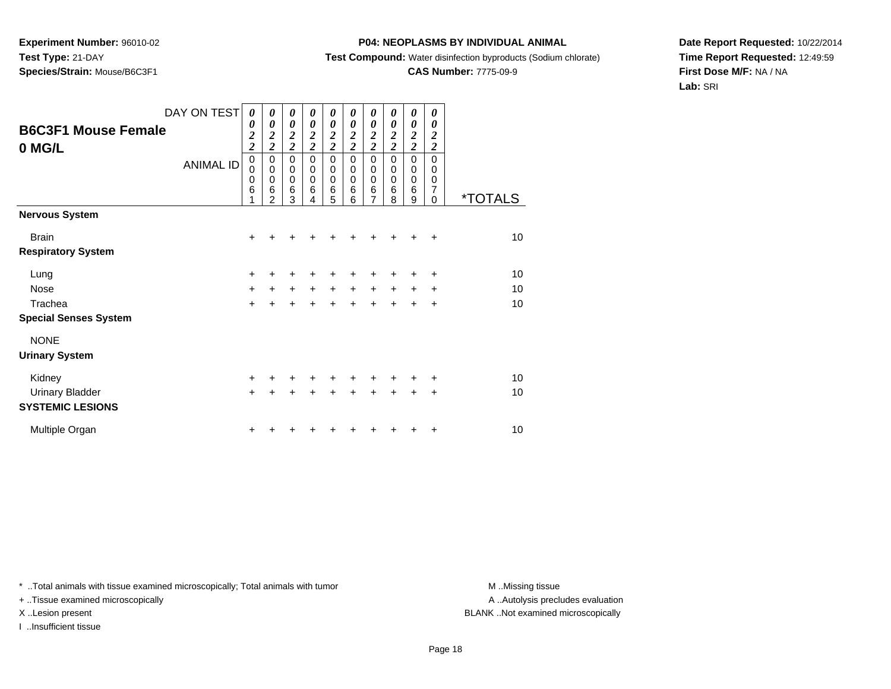**Experiment Number:** 96010-02
**Test Type:** 21-DAY
**Species/Strain:** Mouse/B6C3F1

**P04: NEOPLASMS BY INDIVIDUAL ANIMAL**
**Test Compound:** Water disinfection byproducts (Sodium chlorate)
**CAS Number:** 7775-09-9

**Date Report Requested:** 10/22/2014
**Time Report Requested:** 12:49:59
**First Dose M/F:** NA / NA
**Lab:** SRI

## B6C3F1 Mouse Female 0 MG/L

| DAY ON TEST | 0022 | 0022 | 0022 | 0022 | 0022 | 0022 | 0022 | 0022 | 0022 | 0022 | |
|---|---|---|---|---|---|---|---|---|---|---|---|
| ANIMAL ID | 00061 | 00062 | 00063 | 00064 | 00065 | 00066 | 00067 | 00068 | 00069 | 00070 | *TOTALS |
| **Nervous System** | | | | | | | | | | | |
| Brain | + | + | + | + | + | + | + | + | + | + | 10 |
| **Respiratory System** | | | | | | | | | | | |
| Lung | + | + | + | + | + | + | + | + | + | + | 10 |
| Nose | + | + | + | + | + | + | + | + | + | + | 10 |
| Trachea | + | + | + | + | + | + | + | + | + | + | 10 |
| **Special Senses System** | | | | | | | | | | | |
| NONE | | | | | | | | | | | |
| **Urinary System** | | | | | | | | | | | |
| Kidney | + | + | + | + | + | + | + | + | + | + | 10 |
| Urinary Bladder | + | + | + | + | + | + | + | + | + | + | 10 |
| **SYSTEMIC LESIONS** | | | | | | | | | | | |
| Multiple Organ | + | + | + | + | + | + | + | + | + | + | 10 |

* ..Total animals with tissue examined microscopically; Total animals with tumor
+ ..Tissue examined microscopically
X ..Lesion present
I ..Insufficient tissue

M ..Missing tissue
A ..Autolysis precludes evaluation
BLANK ..Not examined microscopically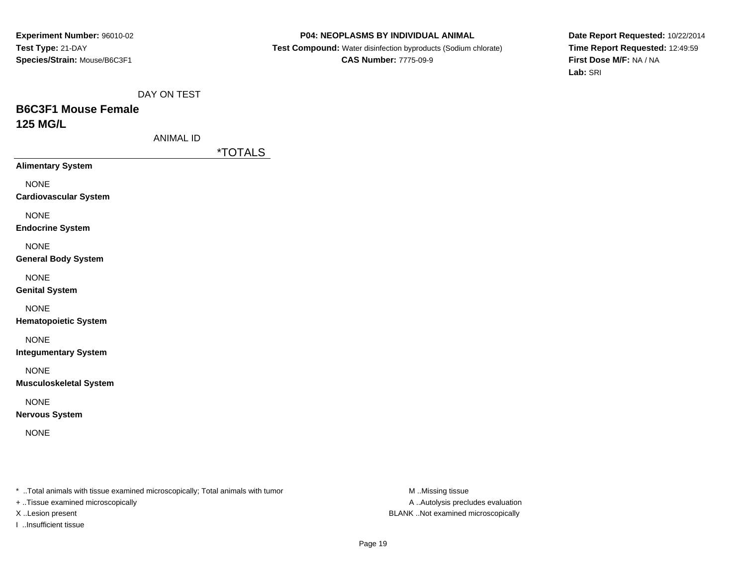**Experiment Number:** 96010-02
**Test Type:** 21-DAY
**Species/Strain:** Mouse/B6C3F1

**P04: NEOPLASMS BY INDIVIDUAL ANIMAL**
**Test Compound:** Water disinfection byproducts (Sodium chlorate)
**CAS Number:** 7775-09-9

**Date Report Requested:** 10/22/2014
**Time Report Requested:** 12:49:59
**First Dose M/F:** NA / NA
**Lab:** SRI

DAY ON TEST

## B6C3F1 Mouse Female
## 125 MG/L

ANIMAL ID

| | *TOTALS |
|---|---|
| **Alimentary System** | |
| NONE | |
| **Cardiovascular System** | |
| NONE | |
| **Endocrine System** | |
| NONE | |
| **General Body System** | |
| NONE | |
| **Genital System** | |
| NONE | |
| **Hematopoietic System** | |
| NONE | |
| **Integumentary System** | |
| NONE | |
| **Musculoskeletal System** | |
| NONE | |
| **Nervous System** | |
| NONE | |

* ..Total animals with tissue examined microscopically; Total animals with tumor
+ ..Tissue examined microscopically
X ..Lesion present
I ..Insufficient tissue

M ..Missing tissue
A ..Autolysis precludes evaluation
BLANK ..Not examined microscopically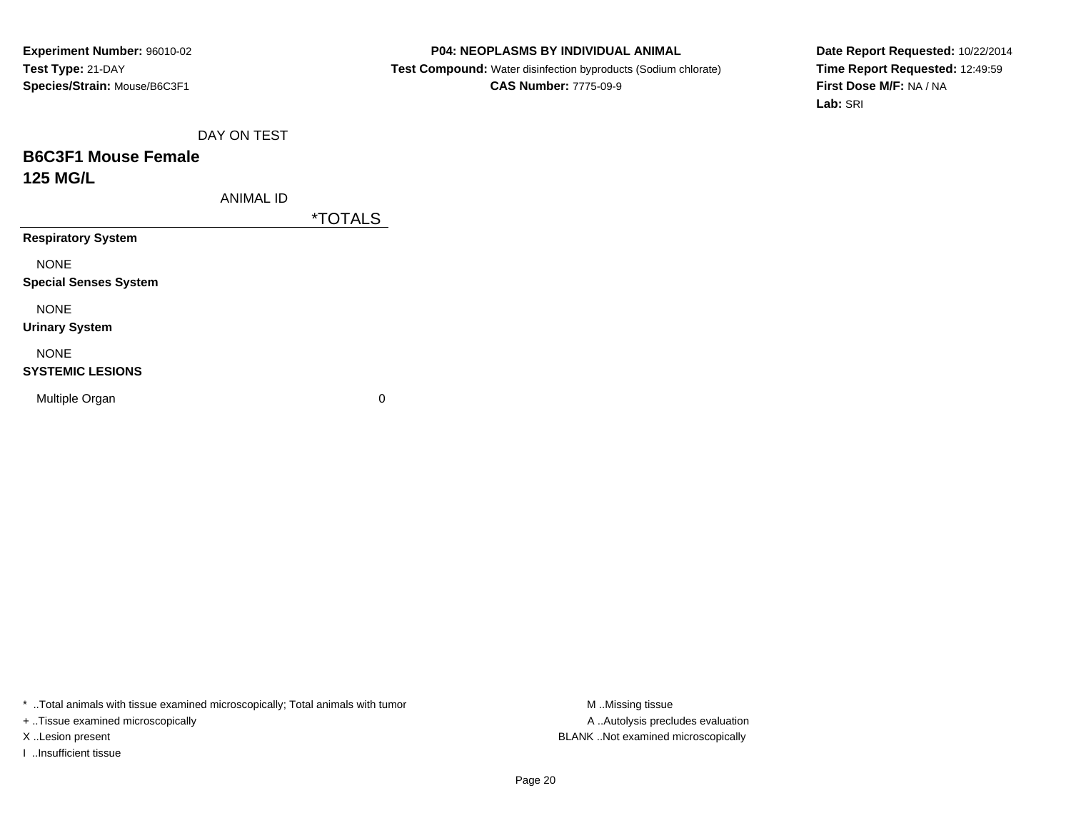**Experiment Number:** 96010-02
**Test Type:** 21-DAY
**Species/Strain:** Mouse/B6C3F1

**P04: NEOPLASMS BY INDIVIDUAL ANIMAL**
**Test Compound:** Water disinfection byproducts (Sodium chlorate)
**CAS Number:** 7775-09-9

**Date Report Requested:** 10/22/2014
**Time Report Requested:** 12:49:59
**First Dose M/F:** NA / NA
**Lab:** SRI

DAY ON TEST

## B6C3F1 Mouse Female
## 125 MG/L

| ANIMAL ID | *TOTALS |
|---|---|
| **Respiratory System** | |
| NONE | |
| **Special Senses System** | |
| NONE | |
| **Urinary System** | |
| NONE | |
| **SYSTEMIC LESIONS** | |
| Multiple Organ | 0 |

* ..Total animals with tissue examined microscopically; Total animals with tumor
+ ..Tissue examined microscopically
X ..Lesion present
I ..Insufficient tissue

M ..Missing tissue
A ..Autolysis precludes evaluation
BLANK ..Not examined microscopically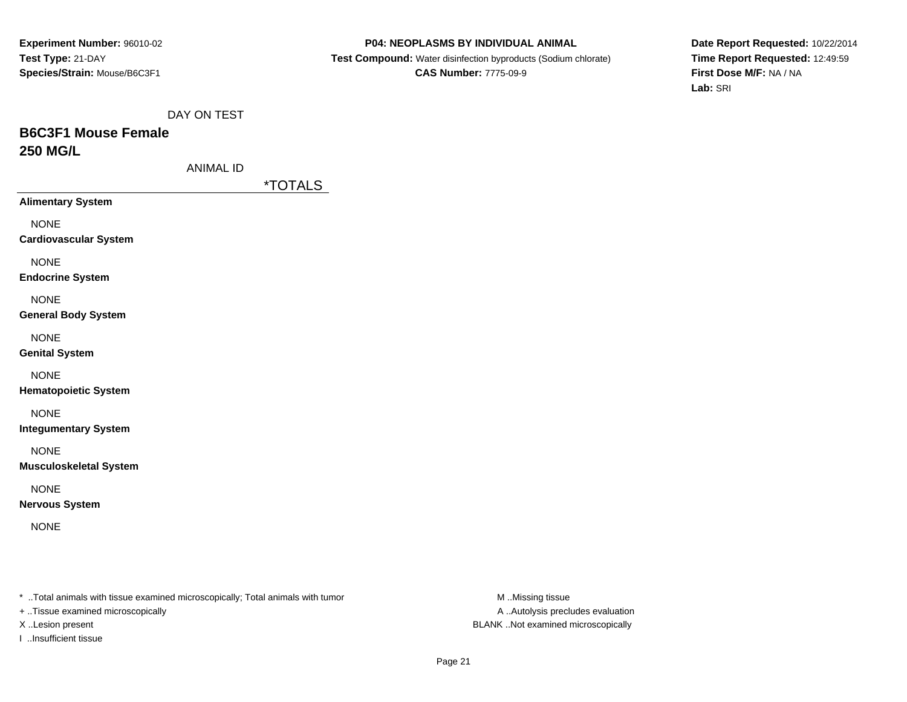**Experiment Number:** 96010-02
**Test Type:** 21-DAY
**Species/Strain:** Mouse/B6C3F1

**P04: NEOPLASMS BY INDIVIDUAL ANIMAL**
**Test Compound:** Water disinfection byproducts (Sodium chlorate)
**CAS Number:** 7775-09-9

**Date Report Requested:** 10/22/2014
**Time Report Requested:** 12:49:59
**First Dose M/F:** NA / NA
**Lab:** SRI

DAY ON TEST

## B6C3F1 Mouse Female
## 250 MG/L

ANIMAL ID

| | *TOTALS |
|---|---|
| **Alimentary System** | |
| NONE | |
| **Cardiovascular System** | |
| NONE | |
| **Endocrine System** | |
| NONE | |
| **General Body System** | |
| NONE | |
| **Genital System** | |
| NONE | |
| **Hematopoietic System** | |
| NONE | |
| **Integumentary System** | |
| NONE | |
| **Musculoskeletal System** | |
| NONE | |
| **Nervous System** | |
| NONE | |

* ..Total animals with tissue examined microscopically; Total animals with tumor
+ ..Tissue examined microscopically
X ..Lesion present
I ..Insufficient tissue

M ..Missing tissue
A ..Autolysis precludes evaluation
BLANK ..Not examined microscopically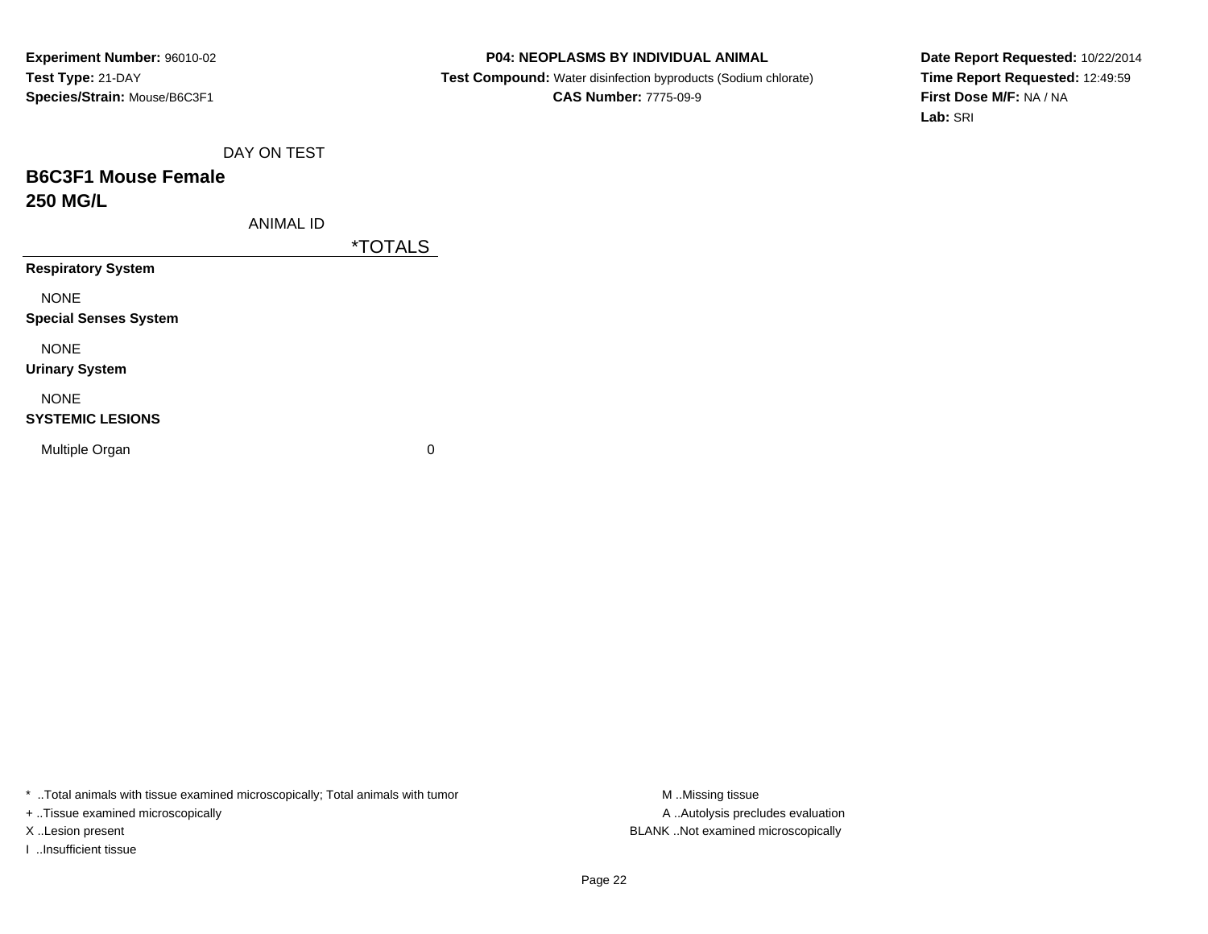**Experiment Number:** 96010-02
**Test Type:** 21-DAY
**Species/Strain:** Mouse/B6C3F1

**P04: NEOPLASMS BY INDIVIDUAL ANIMAL**
**Test Compound:** Water disinfection byproducts (Sodium chlorate)
**CAS Number:** 7775-09-9

**Date Report Requested:** 10/22/2014
**Time Report Requested:** 12:49:59
**First Dose M/F:** NA / NA
**Lab:** SRI

| DAY ON TEST | |
|---|---|
| **B6C3F1 Mouse Female** | |
| **250 MG/L** | |
| ANIMAL ID | *TOTALS |
| **Respiratory System** | |
| NONE | |
| **Special Senses System** | |
| NONE | |
| **Urinary System** | |
| NONE | |
| **SYSTEMIC LESIONS** | |
| Multiple Organ | 0 |

* ..Total animals with tissue examined microscopically; Total animals with tumor
+ ..Tissue examined microscopically
X ..Lesion present
I ..Insufficient tissue

M ..Missing tissue
A ..Autolysis precludes evaluation
BLANK ..Not examined microscopically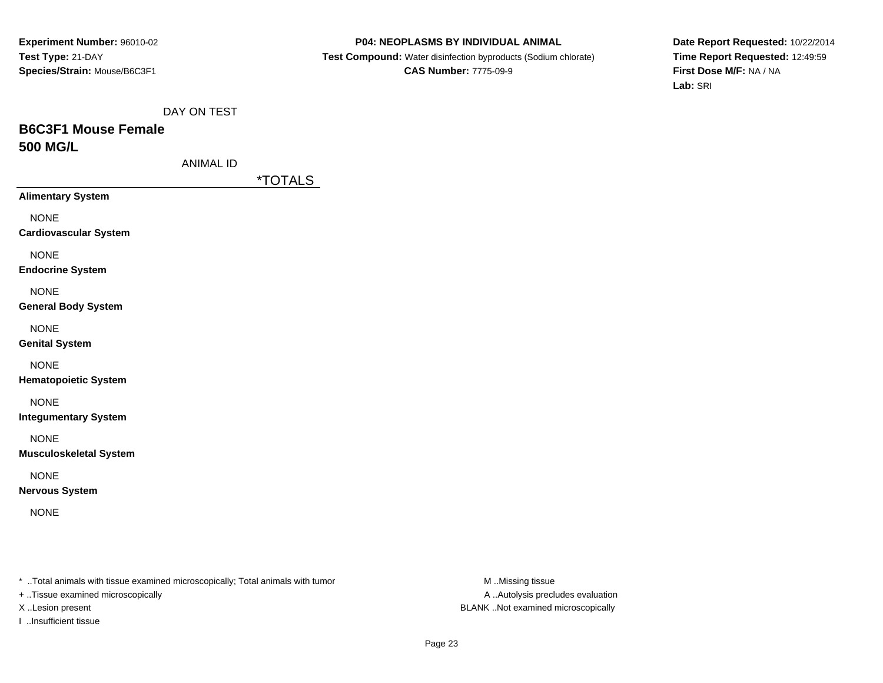**Experiment Number:** 96010-02
**Test Type:** 21-DAY
**Species/Strain:** Mouse/B6C3F1

**P04: NEOPLASMS BY INDIVIDUAL ANIMAL**
**Test Compound:** Water disinfection byproducts (Sodium chlorate)
**CAS Number:** 7775-09-9

**Date Report Requested:** 10/22/2014
**Time Report Requested:** 12:49:59
**First Dose M/F:** NA / NA
**Lab:** SRI

DAY ON TEST

## B6C3F1 Mouse Female
## 500 MG/L

ANIMAL ID

| | *TOTALS |
|---|---|
| **Alimentary System** | |
| NONE | |
| **Cardiovascular System** | |
| NONE | |
| **Endocrine System** | |
| NONE | |
| **General Body System** | |
| NONE | |
| **Genital System** | |
| NONE | |
| **Hematopoietic System** | |
| NONE | |
| **Integumentary System** | |
| NONE | |
| **Musculoskeletal System** | |
| NONE | |
| **Nervous System** | |
| NONE | |

* ..Total animals with tissue examined microscopically; Total animals with tumor
+ ..Tissue examined microscopically
X ..Lesion present
I ..Insufficient tissue

M ..Missing tissue
A ..Autolysis precludes evaluation
BLANK ..Not examined microscopically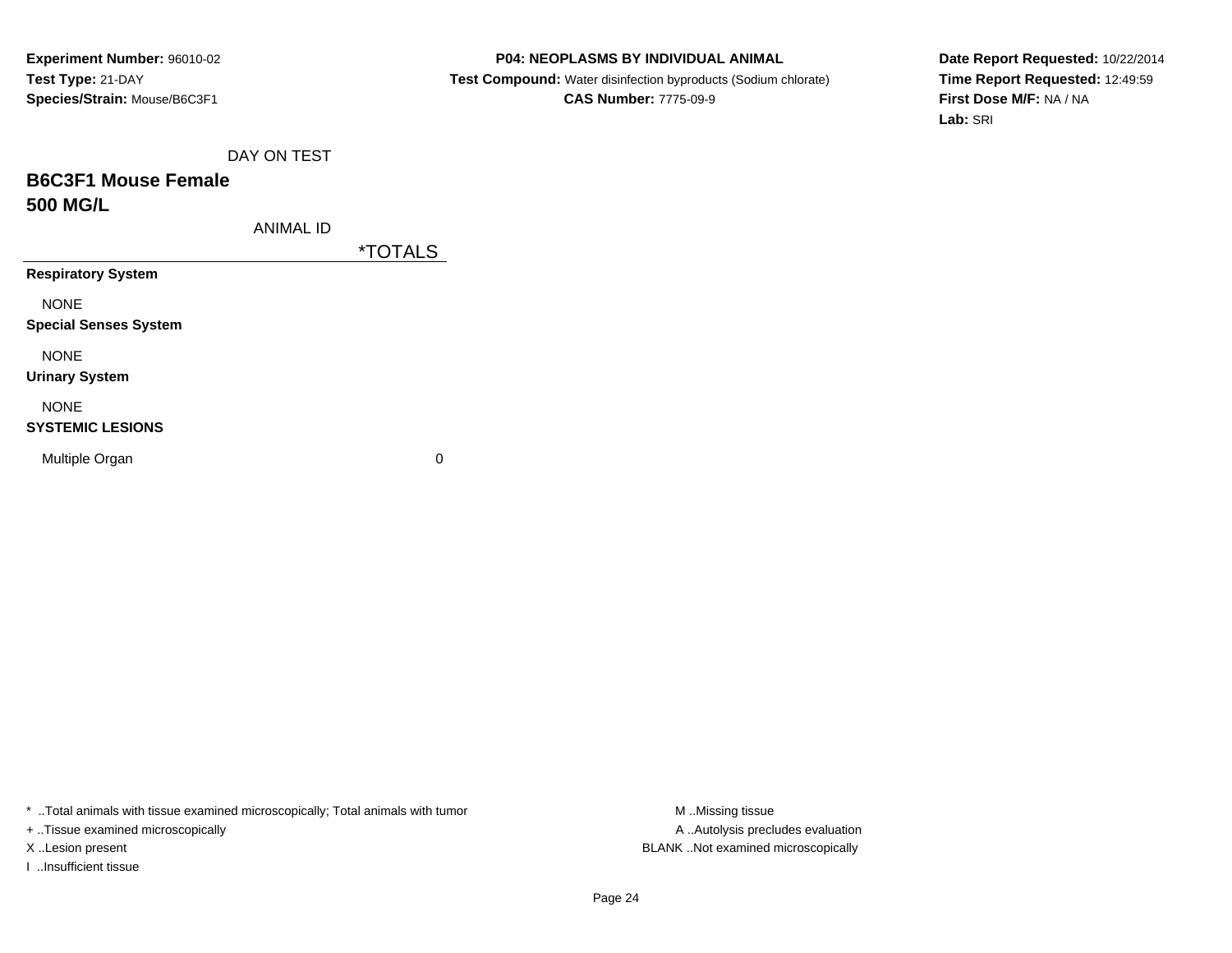**Experiment Number:** 96010-02
**Test Type:** 21-DAY
**Species/Strain:** Mouse/B6C3F1

**P04: NEOPLASMS BY INDIVIDUAL ANIMAL**
**Test Compound:** Water disinfection byproducts (Sodium chlorate)
**CAS Number:** 7775-09-9

**Date Report Requested:** 10/22/2014
**Time Report Requested:** 12:49:59
**First Dose M/F:** NA / NA
**Lab:** SRI

DAY ON TEST

## B6C3F1 Mouse Female
## 500 MG/L

| ANIMAL ID | *TOTALS |
|---|---|
| **Respiratory System** | |
| NONE | |
| **Special Senses System** | |
| NONE | |
| **Urinary System** | |
| NONE | |
| **SYSTEMIC LESIONS** | |
| Multiple Organ | 0 |

* ..Total animals with tissue examined microscopically; Total animals with tumor
+ ..Tissue examined microscopically
X ..Lesion present
I ..Insufficient tissue

M ..Missing tissue
A ..Autolysis precludes evaluation
BLANK ..Not examined microscopically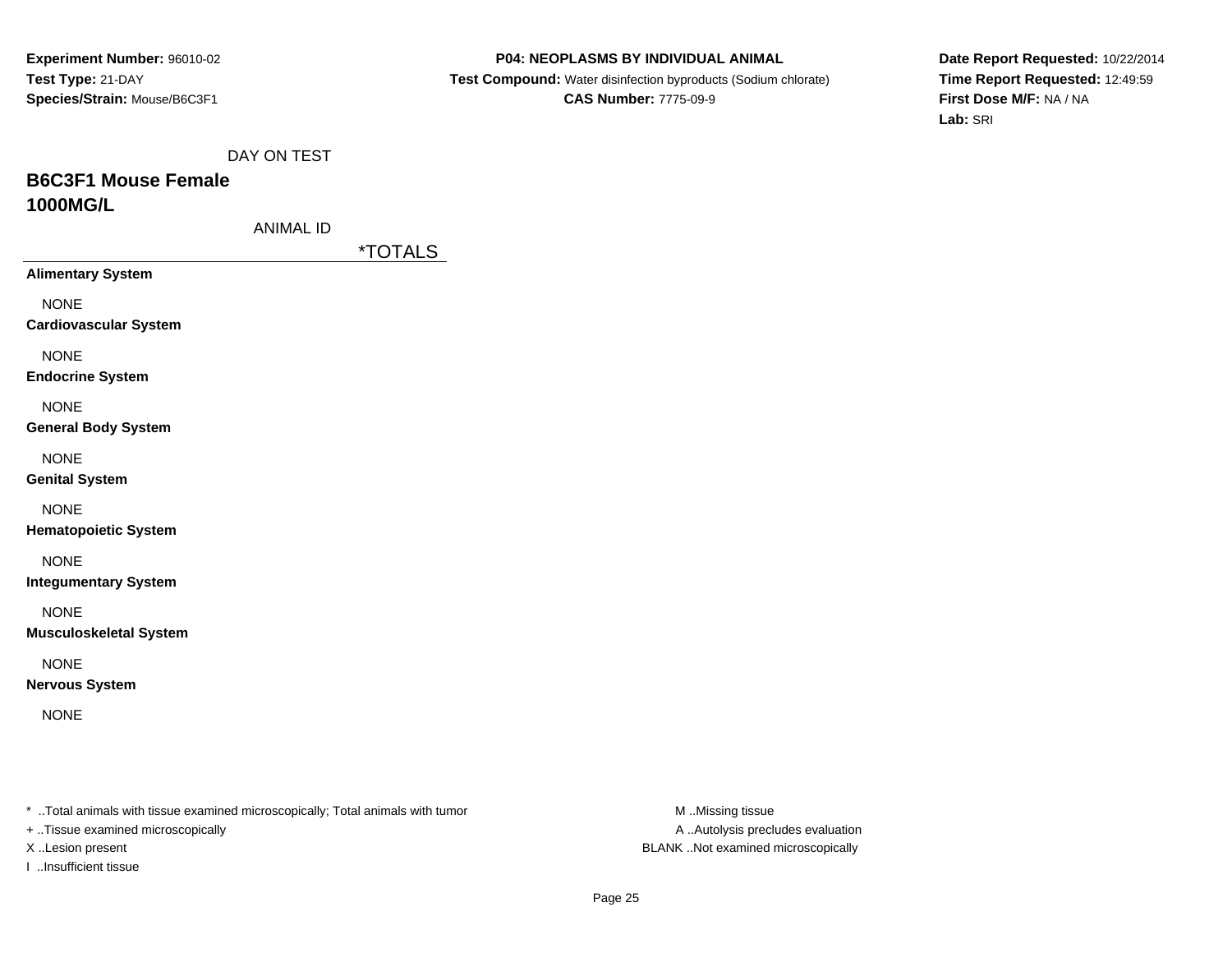**Experiment Number:** 96010-02
**Test Type:** 21-DAY
**Species/Strain:** Mouse/B6C3F1

**P04: NEOPLASMS BY INDIVIDUAL ANIMAL**
**Test Compound:** Water disinfection byproducts (Sodium chlorate)
**CAS Number:** 7775-09-9

**Date Report Requested:** 10/22/2014
**Time Report Requested:** 12:49:59
**First Dose M/F:** NA / NA
**Lab:** SRI

DAY ON TEST

## B6C3F1 Mouse Female
## 1000MG/L

ANIMAL ID

| | *TOTALS |
|---|---|
| **Alimentary System** | |
| NONE | |
| **Cardiovascular System** | |
| NONE | |
| **Endocrine System** | |
| NONE | |
| **General Body System** | |
| NONE | |
| **Genital System** | |
| NONE | |
| **Hematopoietic System** | |
| NONE | |
| **Integumentary System** | |
| NONE | |
| **Musculoskeletal System** | |
| NONE | |
| **Nervous System** | |
| NONE | |

* ..Total animals with tissue examined microscopically; Total animals with tumor
+ ..Tissue examined microscopically
X ..Lesion present
I ..Insufficient tissue

M ..Missing tissue
A ..Autolysis precludes evaluation
BLANK ..Not examined microscopically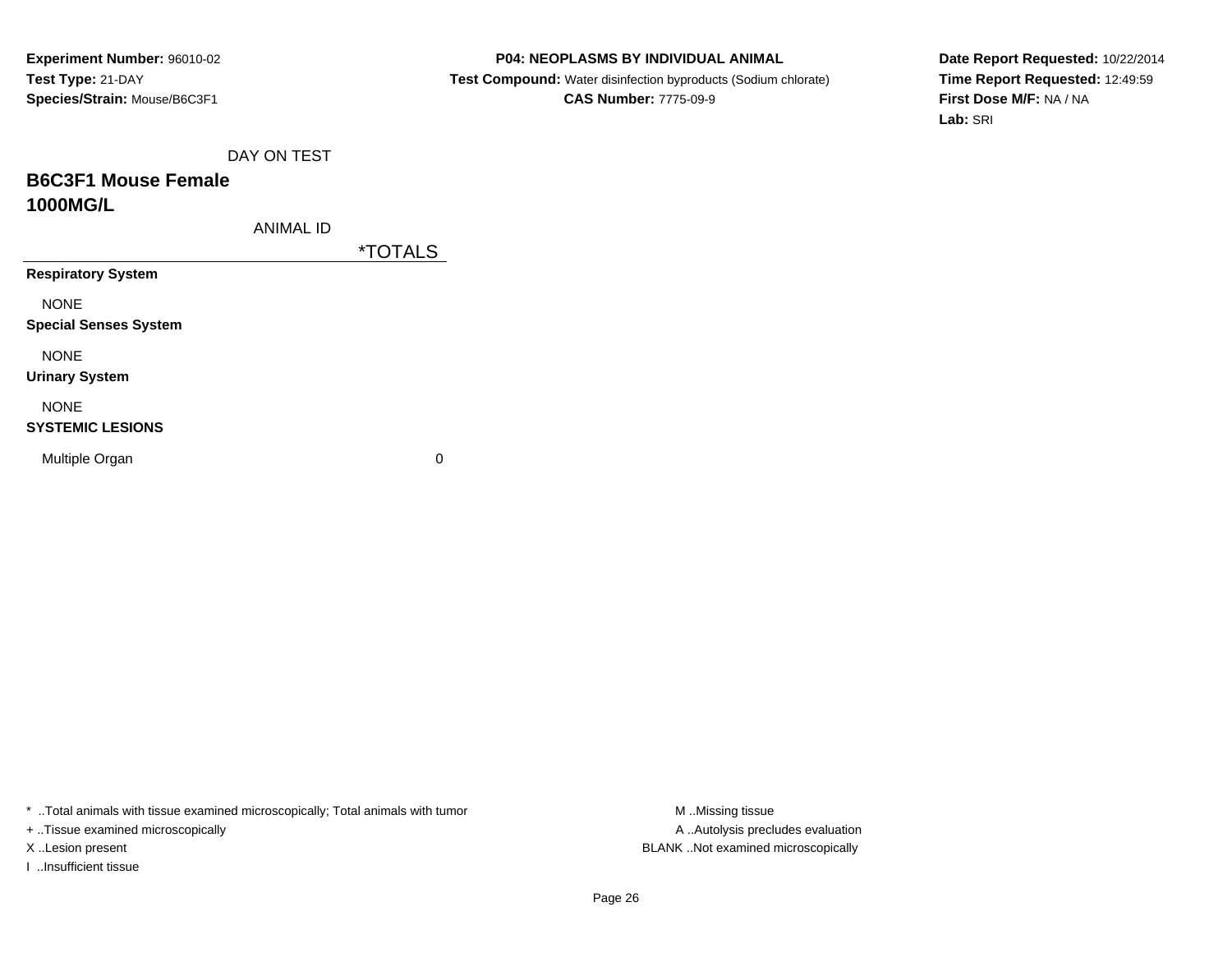**Experiment Number:** 96010-02
**Test Type:** 21-DAY
**Species/Strain:** Mouse/B6C3F1

**P04: NEOPLASMS BY INDIVIDUAL ANIMAL**
**Test Compound:** Water disinfection byproducts (Sodium chlorate)
**CAS Number:** 7775-09-9

**Date Report Requested:** 10/22/2014
**Time Report Requested:** 12:49:59
**First Dose M/F:** NA / NA
**Lab:** SRI

DAY ON TEST

## B6C3F1 Mouse Female
## 1000MG/L

ANIMAL ID

| | *TOTALS |
|---|---|
| **Respiratory System** | |
| NONE | |
| **Special Senses System** | |
| NONE | |
| **Urinary System** | |
| NONE | |
| **SYSTEMIC LESIONS** | |
| Multiple Organ | 0 |

* ..Total animals with tissue examined microscopically; Total animals with tumor
+ ..Tissue examined microscopically
X ..Lesion present
I ..Insufficient tissue

M ..Missing tissue
A ..Autolysis precludes evaluation
BLANK ..Not examined microscopically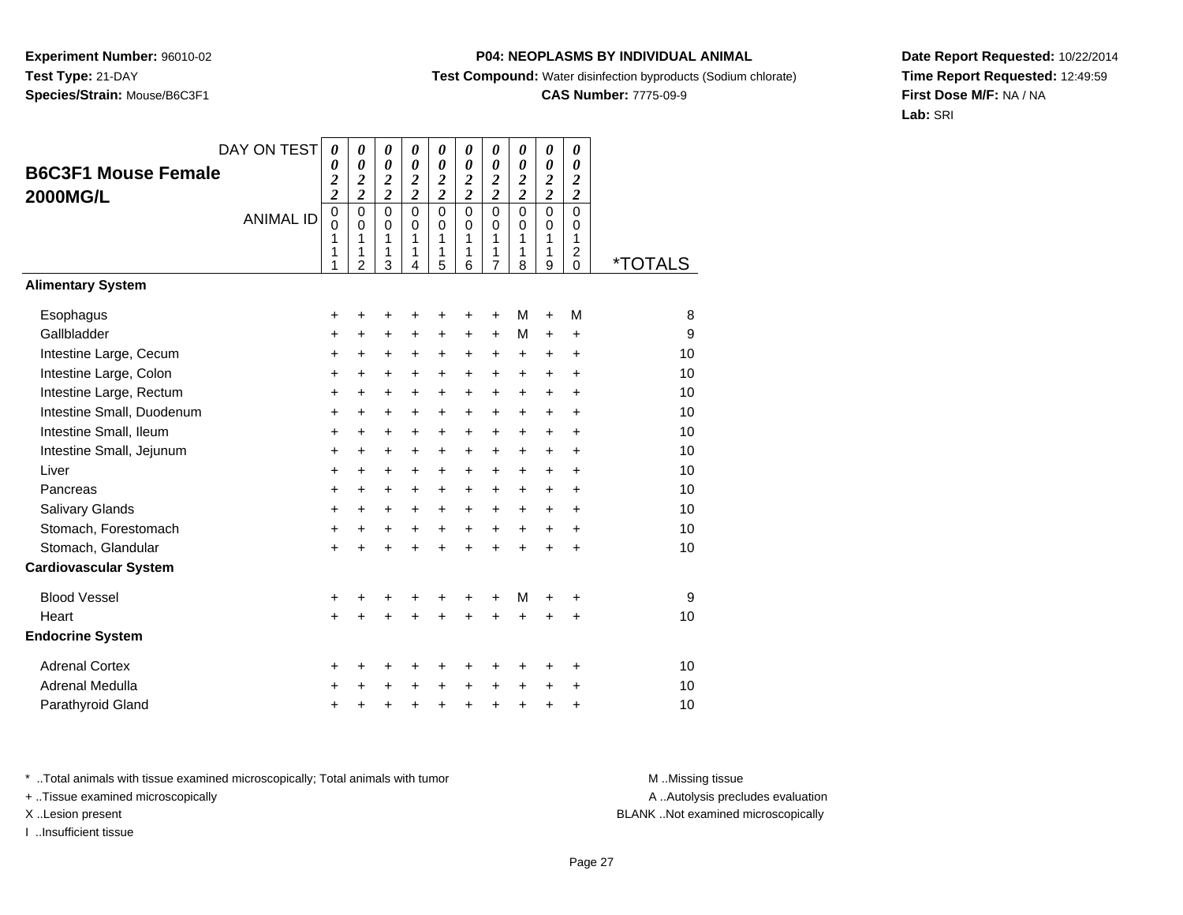**Experiment Number:** 96010-02
**Test Type:** 21-DAY
**Species/Strain:** Mouse/B6C3F1

**P04: NEOPLASMS BY INDIVIDUAL ANIMAL**
**Test Compound:** Water disinfection byproducts (Sodium chlorate)
**CAS Number:** 7775-09-9

**Date Report Requested:** 10/22/2014
**Time Report Requested:** 12:49:59
**First Dose M/F:** NA / NA
**Lab:** SRI

## B6C3F1 Mouse Female 2000MG/L

| DAY ON TEST | 0022 | 0022 | 0022 | 0022 | 0022 | 0022 | 0022 | 0022 | 0022 | 0022 | |
|---|---|---|---|---|---|---|---|---|---|---|---|
| ANIMAL ID | 00111 | 00112 | 00113 | 00114 | 00115 | 00116 | 00117 | 00118 | 00119 | 00120 | *TOTALS |
| **Alimentary System** | | | | | | | | | | | |
| Esophagus | + | + | + | + | + | + | + | M | + | M | 8 |
| Gallbladder | + | + | + | + | + | + | + | M | + | + | 9 |
| Intestine Large, Cecum | + | + | + | + | + | + | + | + | + | + | 10 |
| Intestine Large, Colon | + | + | + | + | + | + | + | + | + | + | 10 |
| Intestine Large, Rectum | + | + | + | + | + | + | + | + | + | + | 10 |
| Intestine Small, Duodenum | + | + | + | + | + | + | + | + | + | + | 10 |
| Intestine Small, Ileum | + | + | + | + | + | + | + | + | + | + | 10 |
| Intestine Small, Jejunum | + | + | + | + | + | + | + | + | + | + | 10 |
| Liver | + | + | + | + | + | + | + | + | + | + | 10 |
| Pancreas | + | + | + | + | + | + | + | + | + | + | 10 |
| Salivary Glands | + | + | + | + | + | + | + | + | + | + | 10 |
| Stomach, Forestomach | + | + | + | + | + | + | + | + | + | + | 10 |
| Stomach, Glandular | + | + | + | + | + | + | + | + | + | + | 10 |
| **Cardiovascular System** | | | | | | | | | | | |
| Blood Vessel | + | + | + | + | + | + | + | M | + | + | 9 |
| Heart | + | + | + | + | + | + | + | + | + | + | 10 |
| **Endocrine System** | | | | | | | | | | | |
| Adrenal Cortex | + | + | + | + | + | + | + | + | + | + | 10 |
| Adrenal Medulla | + | + | + | + | + | + | + | + | + | + | 10 |
| Parathyroid Gland | + | + | + | + | + | + | + | + | + | + | 10 |

\* ..Total animals with tissue examined microscopically; Total animals with tumor
\+ ..Tissue examined microscopically
X ..Lesion present
I ..Insufficient tissue

M ..Missing tissue
A ..Autolysis precludes evaluation
BLANK ..Not examined microscopically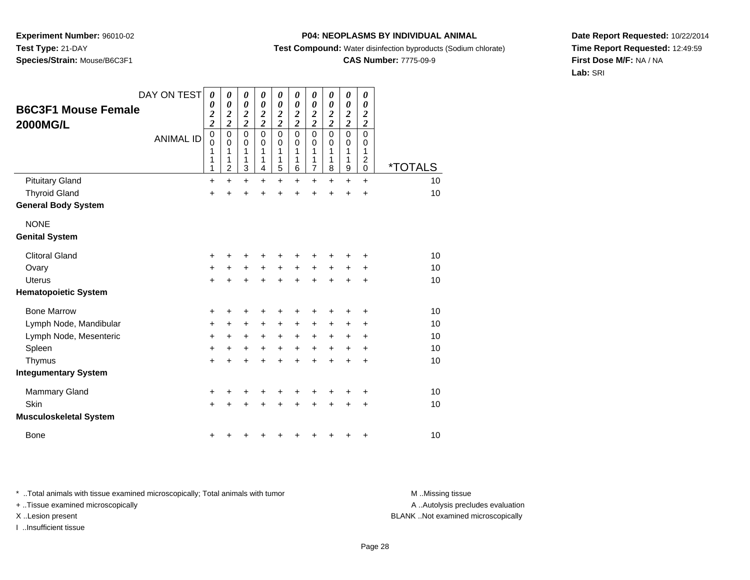**Experiment Number:** 96010-02
**Test Type:** 21-DAY
**Species/Strain:** Mouse/B6C3F1

**P04: NEOPLASMS BY INDIVIDUAL ANIMAL**
**Test Compound:** Water disinfection byproducts (Sodium chlorate)
**CAS Number:** 7775-09-9

**Date Report Requested:** 10/22/2014
**Time Report Requested:** 12:49:59
**First Dose M/F:** NA / NA
**Lab:** SRI

**B6C3F1 Mouse Female 2000MG/L**

| DAY ON TEST | 0022 | 0022 | 0022 | 0022 | 0022 | 0022 | 0022 | 0022 | 0022 | 0022 | |
|---|---|---|---|---|---|---|---|---|---|---|---|
| ANIMAL ID | 00111 | 00112 | 00113 | 00114 | 00115 | 00116 | 00117 | 00118 | 00119 | 00120 | *TOTALS |
| Pituitary Gland | + | + | + | + | + | + | + | + | + | + | 10 |
| Thyroid Gland | + | + | + | + | + | + | + | + | + | + | 10 |
| **General Body System** | | | | | | | | | | | |
| NONE | | | | | | | | | | | |
| **Genital System** | | | | | | | | | | | |
| Clitoral Gland | + | + | + | + | + | + | + | + | + | + | 10 |
| Ovary | + | + | + | + | + | + | + | + | + | + | 10 |
| Uterus | + | + | + | + | + | + | + | + | + | + | 10 |
| **Hematopoietic System** | | | | | | | | | | | |
| Bone Marrow | + | + | + | + | + | + | + | + | + | + | 10 |
| Lymph Node, Mandibular | + | + | + | + | + | + | + | + | + | + | 10 |
| Lymph Node, Mesenteric | + | + | + | + | + | + | + | + | + | + | 10 |
| Spleen | + | + | + | + | + | + | + | + | + | + | 10 |
| Thymus | + | + | + | + | + | + | + | + | + | + | 10 |
| **Integumentary System** | | | | | | | | | | | |
| Mammary Gland | + | + | + | + | + | + | + | + | + | + | 10 |
| Skin | + | + | + | + | + | + | + | + | + | + | 10 |
| **Musculoskeletal System** | | | | | | | | | | | |
| Bone | + | + | + | + | + | + | + | + | + | + | 10 |

* ..Total animals with tissue examined microscopically; Total animals with tumor
+ ..Tissue examined microscopically
X ..Lesion present
I ..Insufficient tissue

M ..Missing tissue
A ..Autolysis precludes evaluation
BLANK ..Not examined microscopically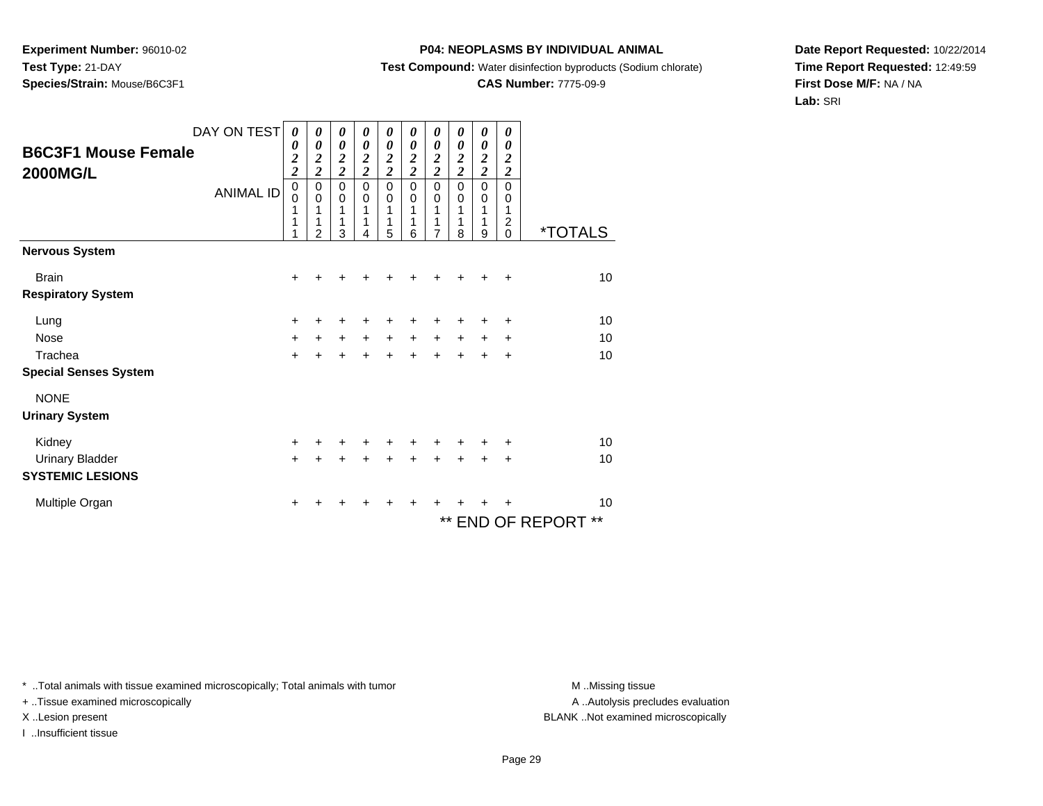**Experiment Number:** 96010-02
**Test Type:** 21-DAY
**Species/Strain:** Mouse/B6C3F1

**P04: NEOPLASMS BY INDIVIDUAL ANIMAL**
**Test Compound:** Water disinfection byproducts (Sodium chlorate)
**CAS Number:** 7775-09-9

**Date Report Requested:** 10/22/2014
**Time Report Requested:** 12:49:59
**First Dose M/F:** NA / NA
**Lab:** SRI

## B6C3F1 Mouse Female 2000MG/L

| DAY ON TEST | 0022 | 0022 | 0022 | 0022 | 0022 | 0022 | 0022 | 0022 | 0022 | 0022 | |
|---|---|---|---|---|---|---|---|---|---|---|---|
| ANIMAL ID | 00111 | 00112 | 00113 | 00114 | 00115 | 00116 | 00117 | 00118 | 00119 | 00120 | *TOTALS |
| **Nervous System** | | | | | | | | | | | |
| Brain | + | + | + | + | + | + | + | + | + | + | 10 |
| **Respiratory System** | | | | | | | | | | | |
| Lung | + | + | + | + | + | + | + | + | + | + | 10 |
| Nose | + | + | + | + | + | + | + | + | + | + | 10 |
| Trachea | + | + | + | + | + | + | + | + | + | + | 10 |
| **Special Senses System** | | | | | | | | | | | |
| NONE | | | | | | | | | | | |
| **Urinary System** | | | | | | | | | | | |
| Kidney | + | + | + | + | + | + | + | + | + | + | 10 |
| Urinary Bladder | + | + | + | + | + | + | + | + | + | + | 10 |
| **SYSTEMIC LESIONS** | | | | | | | | | | | |
| Multiple Organ | + | + | + | + | + | + | + | + | + | + | 10 |

** END OF REPORT **

* ..Total animals with tissue examined microscopically; Total animals with tumor
+ ..Tissue examined microscopically
X ..Lesion present
I ..Insufficient tissue

M ..Missing tissue
A ..Autolysis precludes evaluation
BLANK ..Not examined microscopically